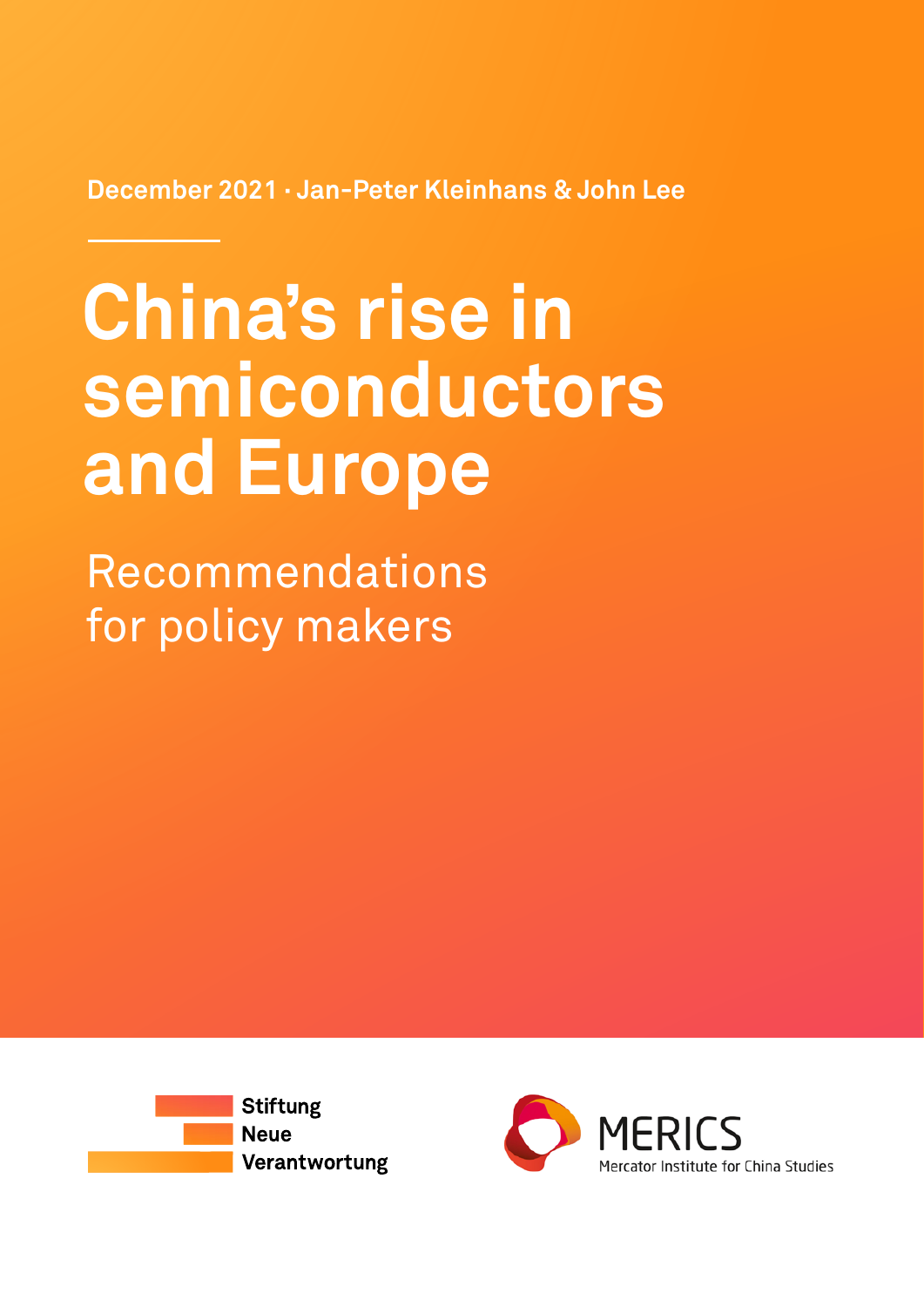December 2021 · Jan-Peter Kleinhans & John Lee

# China's rise in semiconductors and Europe

## Recommendations for policy makers

Stiftung Neue Verantwortung

MERICS
Mercator Institute for China Studies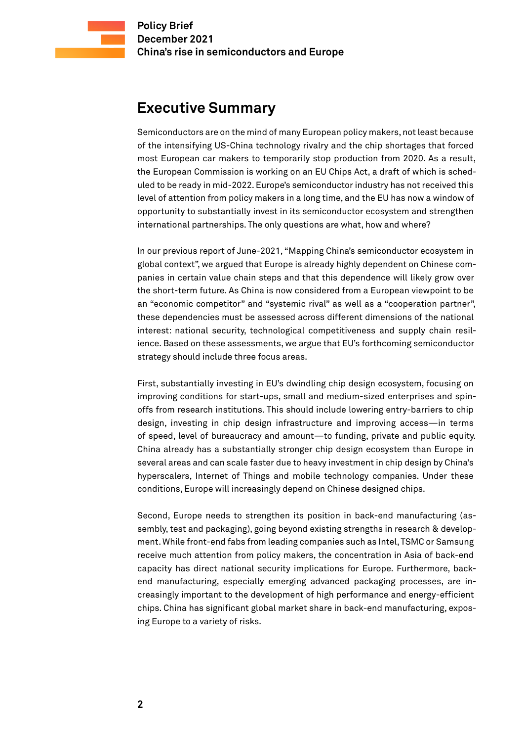## Executive Summary

Semiconductors are on the mind of many European policy makers, not least because of the intensifying US-China technology rivalry and the chip shortages that forced most European car makers to temporarily stop production from 2020. As a result, the European Commission is working on an EU Chips Act, a draft of which is scheduled to be ready in mid-2022. Europe's semiconductor industry has not received this level of attention from policy makers in a long time, and the EU has now a window of opportunity to substantially invest in its semiconductor ecosystem and strengthen international partnerships. The only questions are what, how and where?

In our previous report of June-2021, "Mapping China's semiconductor ecosystem in global context", we argued that Europe is already highly dependent on Chinese companies in certain value chain steps and that this dependence will likely grow over the short-term future. As China is now considered from a European viewpoint to be an "economic competitor" and "systemic rival" as well as a "cooperation partner", these dependencies must be assessed across different dimensions of the national interest: national security, technological competitiveness and supply chain resilience. Based on these assessments, we argue that EU's forthcoming semiconductor strategy should include three focus areas.

First, substantially investing in EU's dwindling chip design ecosystem, focusing on improving conditions for start-ups, small and medium-sized enterprises and spin-offs from research institutions. This should include lowering entry-barriers to chip design, investing in chip design infrastructure and improving access—in terms of speed, level of bureaucracy and amount—to funding, private and public equity. China already has a substantially stronger chip design ecosystem than Europe in several areas and can scale faster due to heavy investment in chip design by China's hyperscalers, Internet of Things and mobile technology companies. Under these conditions, Europe will increasingly depend on Chinese designed chips.

Second, Europe needs to strengthen its position in back-end manufacturing (assembly, test and packaging), going beyond existing strengths in research & development. While front-end fabs from leading companies such as Intel, TSMC or Samsung receive much attention from policy makers, the concentration in Asia of back-end capacity has direct national security implications for Europe. Furthermore, back-end manufacturing, especially emerging advanced packaging processes, are increasingly important to the development of high performance and energy-efficient chips. China has significant global market share in back-end manufacturing, exposing Europe to a variety of risks.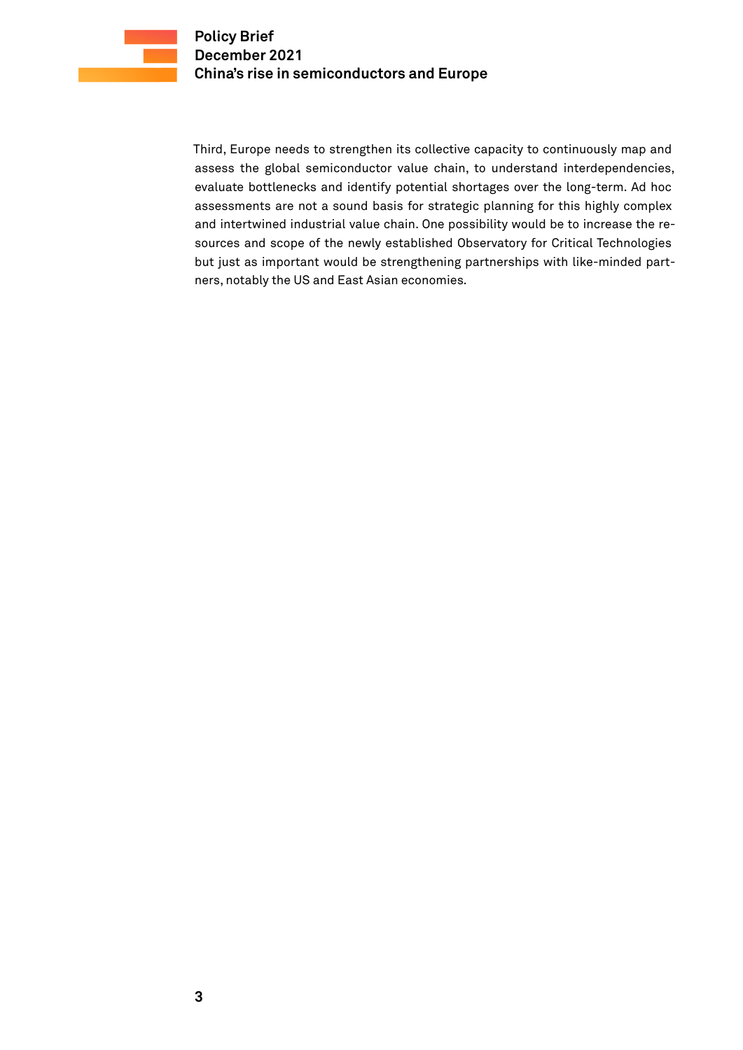Third, Europe needs to strengthen its collective capacity to continuously map and assess the global semiconductor value chain, to understand interdependencies, evaluate bottlenecks and identify potential shortages over the long-term. Ad hoc assessments are not a sound basis for strategic planning for this highly complex and intertwined industrial value chain. One possibility would be to increase the resources and scope of the newly established Observatory for Critical Technologies but just as important would be strengthening partnerships with like-minded partners, notably the US and East Asian economies.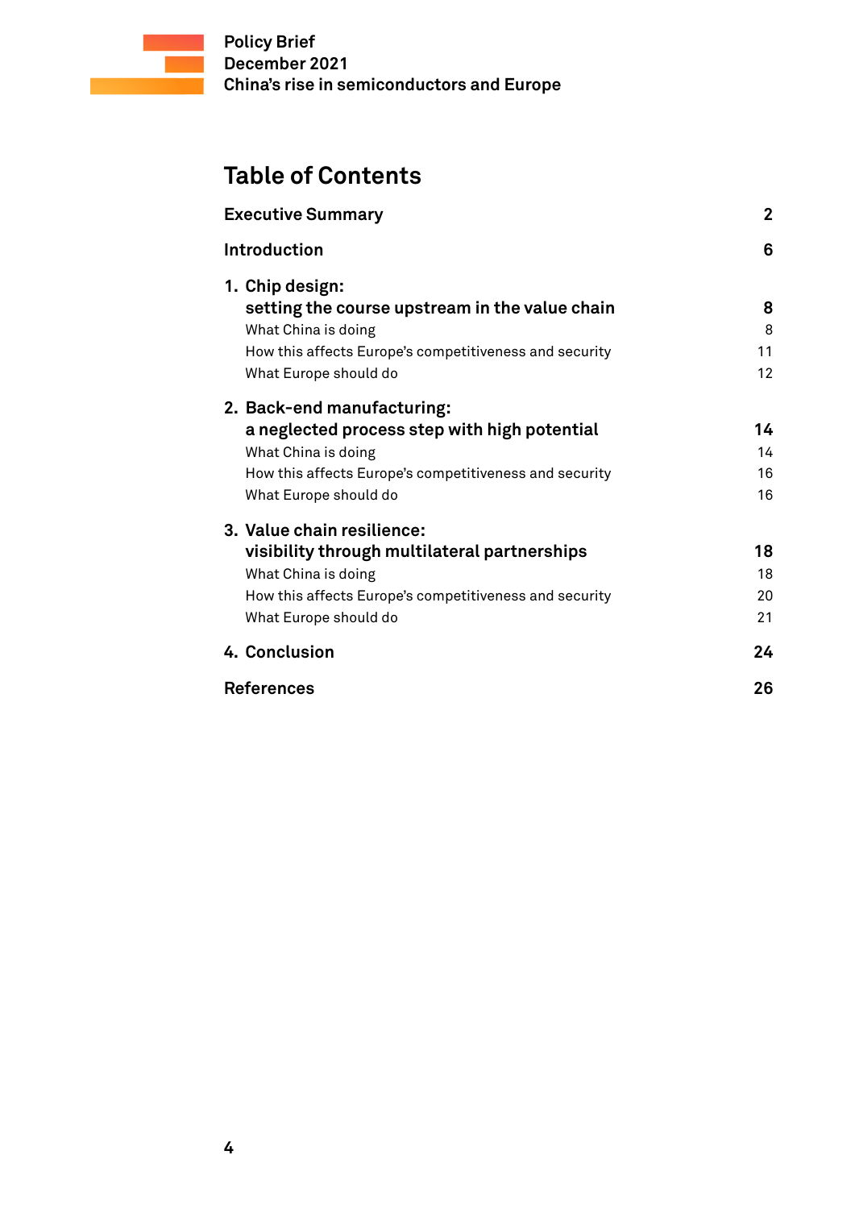# Table of Contents

**Executive Summary** **2**

**Introduction** **6**

**1. Chip design: setting the course upstream in the value chain** **8**

- What China is doing 8
- How this affects Europe's competitiveness and security 11
- What Europe should do 12

**2. Back-end manufacturing: a neglected process step with high potential** **14**

- What China is doing 14
- How this affects Europe's competitiveness and security 16
- What Europe should do 16

**3. Value chain resilience: visibility through multilateral partnerships** **18**

- What China is doing 18
- How this affects Europe's competitiveness and security 20
- What Europe should do 21

**4. Conclusion** **24**

**References** **26**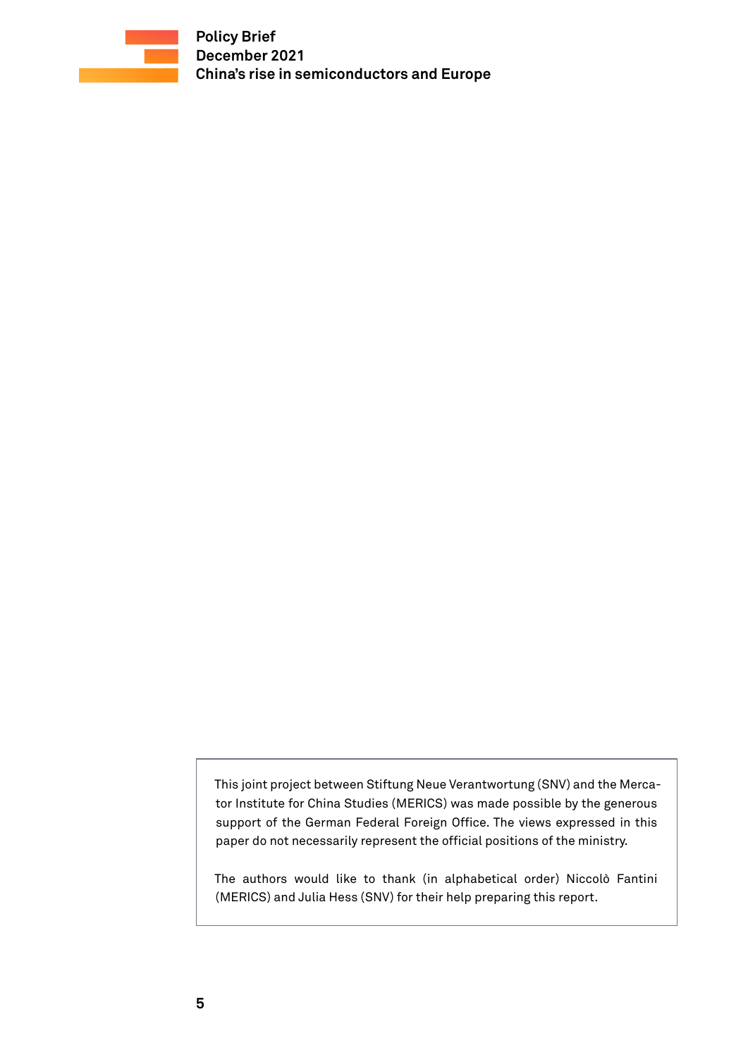This joint project between Stiftung Neue Verantwortung (SNV) and the Mercator Institute for China Studies (MERICS) was made possible by the generous support of the German Federal Foreign Office. The views expressed in this paper do not necessarily represent the official positions of the ministry.

The authors would like to thank (in alphabetical order) Niccolò Fantini (MERICS) and Julia Hess (SNV) for their help preparing this report.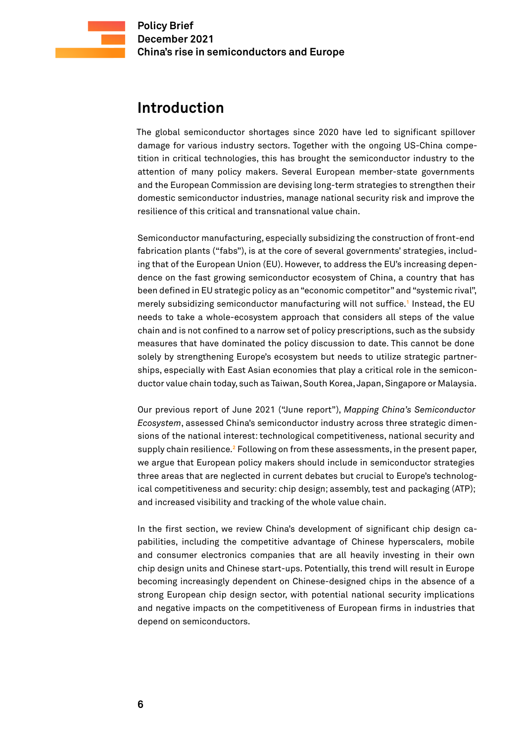## Introduction

The global semiconductor shortages since 2020 have led to significant spillover damage for various industry sectors. Together with the ongoing US-China competition in critical technologies, this has brought the semiconductor industry to the attention of many policy makers. Several European member-state governments and the European Commission are devising long-term strategies to strengthen their domestic semiconductor industries, manage national security risk and improve the resilience of this critical and transnational value chain.

Semiconductor manufacturing, especially subsidizing the construction of front-end fabrication plants ("fabs"), is at the core of several governments' strategies, including that of the European Union (EU). However, to address the EU's increasing dependence on the fast growing semiconductor ecosystem of China, a country that has been defined in EU strategic policy as an "economic competitor" and "systemic rival", merely subsidizing semiconductor manufacturing will not suffice.[1] Instead, the EU needs to take a whole-ecosystem approach that considers all steps of the value chain and is not confined to a narrow set of policy prescriptions, such as the subsidy measures that have dominated the policy discussion to date. This cannot be done solely by strengthening Europe's ecosystem but needs to utilize strategic partnerships, especially with East Asian economies that play a critical role in the semiconductor value chain today, such as Taiwan, South Korea, Japan, Singapore or Malaysia.

Our previous report of June 2021 ("June report"), *Mapping China's Semiconductor Ecosystem*, assessed China's semiconductor industry across three strategic dimensions of the national interest: technological competitiveness, national security and supply chain resilience.[2] Following on from these assessments, in the present paper, we argue that European policy makers should include in semiconductor strategies three areas that are neglected in current debates but crucial to Europe's technological competitiveness and security: chip design; assembly, test and packaging (ATP); and increased visibility and tracking of the whole value chain.

In the first section, we review China's development of significant chip design capabilities, including the competitive advantage of Chinese hyperscalers, mobile and consumer electronics companies that are all heavily investing in their own chip design units and Chinese start-ups. Potentially, this trend will result in Europe becoming increasingly dependent on Chinese-designed chips in the absence of a strong European chip design sector, with potential national security implications and negative impacts on the competitiveness of European firms in industries that depend on semiconductors.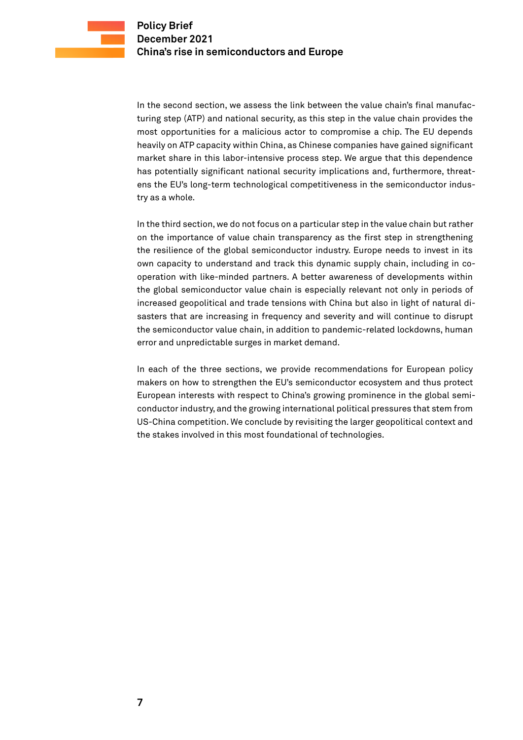In the second section, we assess the link between the value chain's final manufacturing step (ATP) and national security, as this step in the value chain provides the most opportunities for a malicious actor to compromise a chip. The EU depends heavily on ATP capacity within China, as Chinese companies have gained significant market share in this labor-intensive process step. We argue that this dependence has potentially significant national security implications and, furthermore, threatens the EU's long-term technological competitiveness in the semiconductor industry as a whole.

In the third section, we do not focus on a particular step in the value chain but rather on the importance of value chain transparency as the first step in strengthening the resilience of the global semiconductor industry. Europe needs to invest in its own capacity to understand and track this dynamic supply chain, including in cooperation with like-minded partners. A better awareness of developments within the global semiconductor value chain is especially relevant not only in periods of increased geopolitical and trade tensions with China but also in light of natural disasters that are increasing in frequency and severity and will continue to disrupt the semiconductor value chain, in addition to pandemic-related lockdowns, human error and unpredictable surges in market demand.

In each of the three sections, we provide recommendations for European policy makers on how to strengthen the EU's semiconductor ecosystem and thus protect European interests with respect to China's growing prominence in the global semiconductor industry, and the growing international political pressures that stem from US-China competition. We conclude by revisiting the larger geopolitical context and the stakes involved in this most foundational of technologies.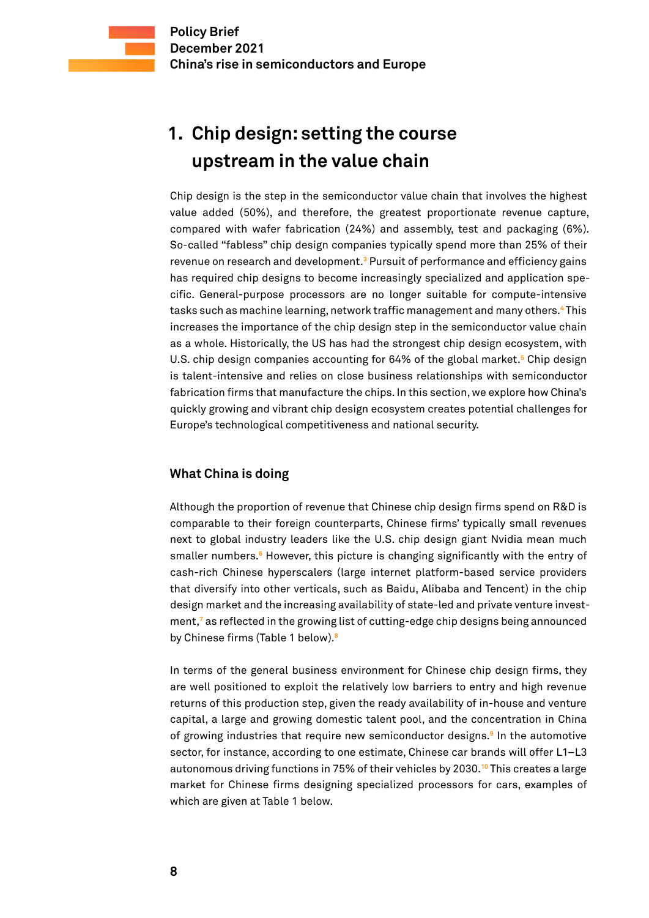# 1. Chip design: setting the course upstream in the value chain

Chip design is the step in the semiconductor value chain that involves the highest value added (50%), and therefore, the greatest proportionate revenue capture, compared with wafer fabrication (24%) and assembly, test and packaging (6%). So-called "fabless" chip design companies typically spend more than 25% of their revenue on research and development.[3] Pursuit of performance and efficiency gains has required chip designs to become increasingly specialized and application specific. General-purpose processors are no longer suitable for compute-intensive tasks such as machine learning, network traffic management and many others.[4] This increases the importance of the chip design step in the semiconductor value chain as a whole. Historically, the US has had the strongest chip design ecosystem, with U.S. chip design companies accounting for 64% of the global market.[5] Chip design is talent-intensive and relies on close business relationships with semiconductor fabrication firms that manufacture the chips. In this section, we explore how China's quickly growing and vibrant chip design ecosystem creates potential challenges for Europe's technological competitiveness and national security.

## What China is doing

Although the proportion of revenue that Chinese chip design firms spend on R&D is comparable to their foreign counterparts, Chinese firms' typically small revenues next to global industry leaders like the U.S. chip design giant Nvidia mean much smaller numbers.[6] However, this picture is changing significantly with the entry of cash-rich Chinese hyperscalers (large internet platform-based service providers that diversify into other verticals, such as Baidu, Alibaba and Tencent) in the chip design market and the increasing availability of state-led and private venture investment,[7] as reflected in the growing list of cutting-edge chip designs being announced by Chinese firms (Table 1 below).[8]

In terms of the general business environment for Chinese chip design firms, they are well positioned to exploit the relatively low barriers to entry and high revenue returns of this production step, given the ready availability of in-house and venture capital, a large and growing domestic talent pool, and the concentration in China of growing industries that require new semiconductor designs.[9] In the automotive sector, for instance, according to one estimate, Chinese car brands will offer L1–L3 autonomous driving functions in 75% of their vehicles by 2030.[10] This creates a large market for Chinese firms designing specialized processors for cars, examples of which are given at Table 1 below.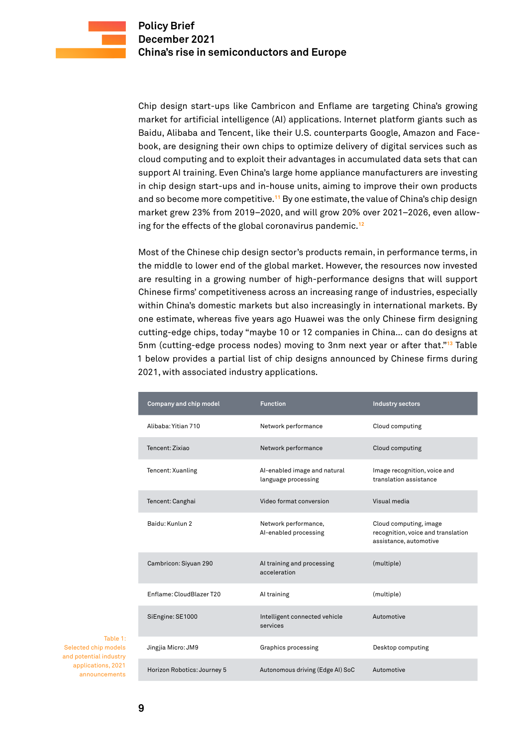Chip design start-ups like Cambricon and Enflame are targeting China's growing market for artificial intelligence (AI) applications. Internet platform giants such as Baidu, Alibaba and Tencent, like their U.S. counterparts Google, Amazon and Facebook, are designing their own chips to optimize delivery of digital services such as cloud computing and to exploit their advantages in accumulated data sets that can support AI training. Even China's large home appliance manufacturers are investing in chip design start-ups and in-house units, aiming to improve their own products and so become more competitive.[11] By one estimate, the value of China's chip design market grew 23% from 2019–2020, and will grow 20% over 2021–2026, even allowing for the effects of the global coronavirus pandemic.[12]

Most of the Chinese chip design sector's products remain, in performance terms, in the middle to lower end of the global market. However, the resources now invested are resulting in a growing number of high-performance designs that will support Chinese firms' competitiveness across an increasing range of industries, especially within China's domestic markets but also increasingly in international markets. By one estimate, whereas five years ago Huawei was the only Chinese firm designing cutting-edge chips, today "maybe 10 or 12 companies in China… can do designs at 5nm (cutting-edge process nodes) moving to 3nm next year or after that."[13] Table 1 below provides a partial list of chip designs announced by Chinese firms during 2021, with associated industry applications.

| Company and chip model | Function | Industry sectors |
|---|---|---|
| Alibaba: Yitian 710 | Network performance | Cloud computing |
| Tencent: Zixiao | Network performance | Cloud computing |
| Tencent: Xuanling | AI-enabled image and natural language processing | Image recognition, voice and translation assistance |
| Tencent: Canghai | Video format conversion | Visual media |
| Baidu: Kunlun 2 | Network performance, AI-enabled processing | Cloud computing, image recognition, voice and translation assistance, automotive |
| Cambricon: Siyuan 290 | AI training and processing acceleration | (multiple) |
| Enflame: CloudBlazer T20 | AI training | (multiple) |
| SiEngine: SE1000 | Intelligent connected vehicle services | Automotive |
| Jingjia Micro: JM9 | Graphics processing | Desktop computing |
| Horizon Robotics: Journey 5 | Autonomous driving (Edge AI) SoC | Automotive |

Table 1: Selected chip models and potential industry applications, 2021 announcements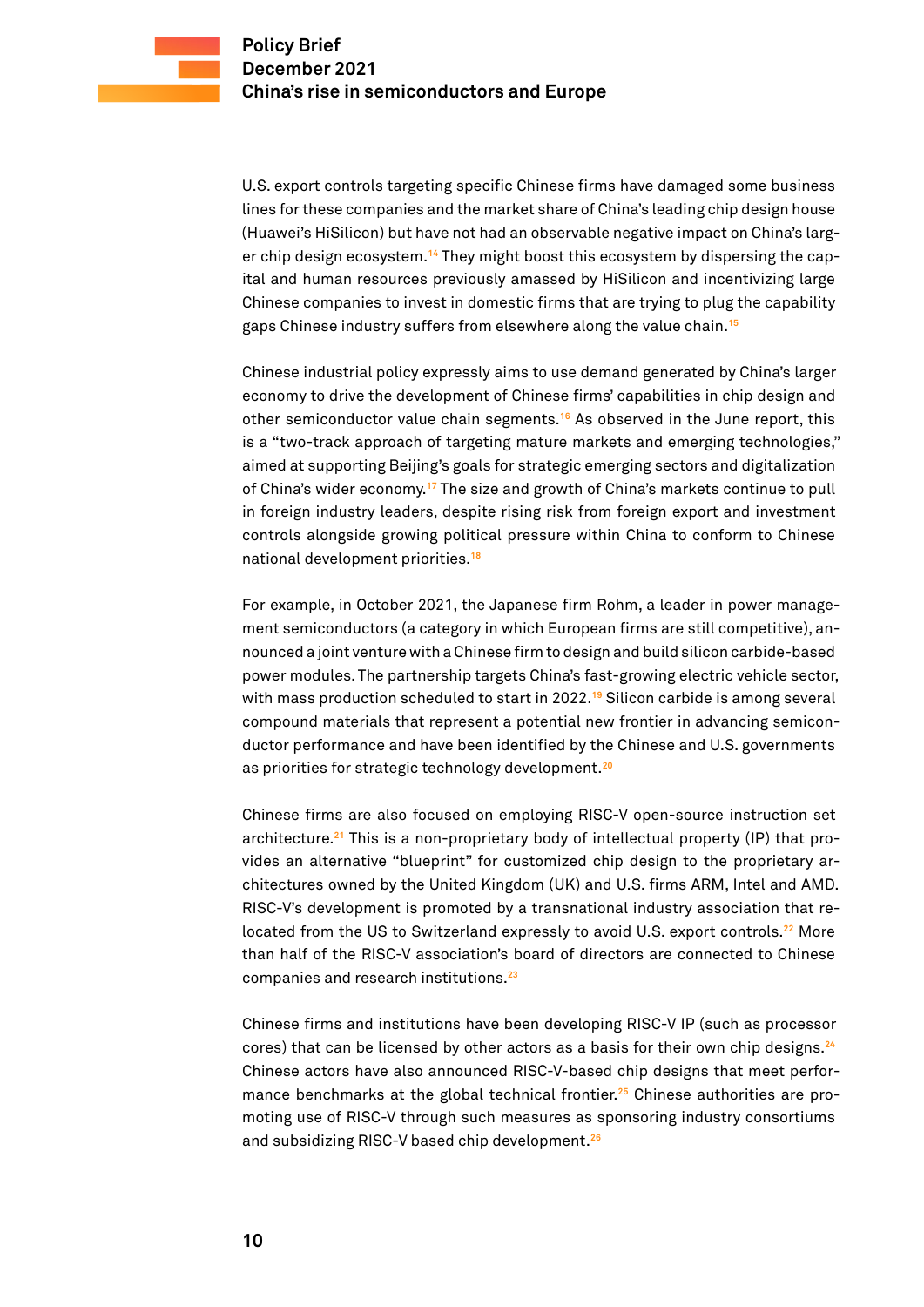U.S. export controls targeting specific Chinese firms have damaged some business lines for these companies and the market share of China's leading chip design house (Huawei's HiSilicon) but have not had an observable negative impact on China's larger chip design ecosystem.[14] They might boost this ecosystem by dispersing the capital and human resources previously amassed by HiSilicon and incentivizing large Chinese companies to invest in domestic firms that are trying to plug the capability gaps Chinese industry suffers from elsewhere along the value chain.[15]

Chinese industrial policy expressly aims to use demand generated by China's larger economy to drive the development of Chinese firms' capabilities in chip design and other semiconductor value chain segments.[16] As observed in the June report, this is a "two-track approach of targeting mature markets and emerging technologies," aimed at supporting Beijing's goals for strategic emerging sectors and digitalization of China's wider economy.[17] The size and growth of China's markets continue to pull in foreign industry leaders, despite rising risk from foreign export and investment controls alongside growing political pressure within China to conform to Chinese national development priorities.[18]

For example, in October 2021, the Japanese firm Rohm, a leader in power management semiconductors (a category in which European firms are still competitive), announced a joint venture with a Chinese firm to design and build silicon carbide-based power modules. The partnership targets China's fast-growing electric vehicle sector, with mass production scheduled to start in 2022.[19] Silicon carbide is among several compound materials that represent a potential new frontier in advancing semiconductor performance and have been identified by the Chinese and U.S. governments as priorities for strategic technology development.[20]

Chinese firms are also focused on employing RISC-V open-source instruction set architecture.[21] This is a non-proprietary body of intellectual property (IP) that provides an alternative "blueprint" for customized chip design to the proprietary architectures owned by the United Kingdom (UK) and U.S. firms ARM, Intel and AMD. RISC-V's development is promoted by a transnational industry association that relocated from the US to Switzerland expressly to avoid U.S. export controls.[22] More than half of the RISC-V association's board of directors are connected to Chinese companies and research institutions.[23]

Chinese firms and institutions have been developing RISC-V IP (such as processor cores) that can be licensed by other actors as a basis for their own chip designs.[24] Chinese actors have also announced RISC-V-based chip designs that meet performance benchmarks at the global technical frontier.[25] Chinese authorities are promoting use of RISC-V through such measures as sponsoring industry consortiums and subsidizing RISC-V based chip development.[26]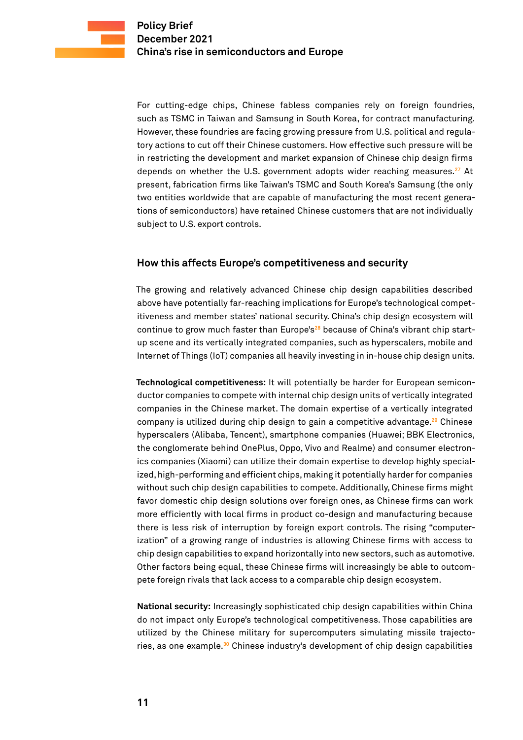For cutting-edge chips, Chinese fabless companies rely on foreign foundries, such as TSMC in Taiwan and Samsung in South Korea, for contract manufacturing. However, these foundries are facing growing pressure from U.S. political and regulatory actions to cut off their Chinese customers. How effective such pressure will be in restricting the development and market expansion of Chinese chip design firms depends on whether the U.S. government adopts wider reaching measures.[27] At present, fabrication firms like Taiwan's TSMC and South Korea's Samsung (the only two entities worldwide that are capable of manufacturing the most recent generations of semiconductors) have retained Chinese customers that are not individually subject to U.S. export controls.

## How this affects Europe's competitiveness and security

The growing and relatively advanced Chinese chip design capabilities described above have potentially far-reaching implications for Europe's technological competitiveness and member states' national security. China's chip design ecosystem will continue to grow much faster than Europe's[28] because of China's vibrant chip start-up scene and its vertically integrated companies, such as hyperscalers, mobile and Internet of Things (IoT) companies all heavily investing in in-house chip design units.

**Technological competitiveness:** It will potentially be harder for European semiconductor companies to compete with internal chip design units of vertically integrated companies in the Chinese market. The domain expertise of a vertically integrated company is utilized during chip design to gain a competitive advantage.[29] Chinese hyperscalers (Alibaba, Tencent), smartphone companies (Huawei; BBK Electronics, the conglomerate behind OnePlus, Oppo, Vivo and Realme) and consumer electronics companies (Xiaomi) can utilize their domain expertise to develop highly specialized, high-performing and efficient chips, making it potentially harder for companies without such chip design capabilities to compete. Additionally, Chinese firms might favor domestic chip design solutions over foreign ones, as Chinese firms can work more efficiently with local firms in product co-design and manufacturing because there is less risk of interruption by foreign export controls. The rising "computerization" of a growing range of industries is allowing Chinese firms with access to chip design capabilities to expand horizontally into new sectors, such as automotive. Other factors being equal, these Chinese firms will increasingly be able to outcompete foreign rivals that lack access to a comparable chip design ecosystem.

**National security:** Increasingly sophisticated chip design capabilities within China do not impact only Europe's technological competitiveness. Those capabilities are utilized by the Chinese military for supercomputers simulating missile trajectories, as one example.[30] Chinese industry's development of chip design capabilities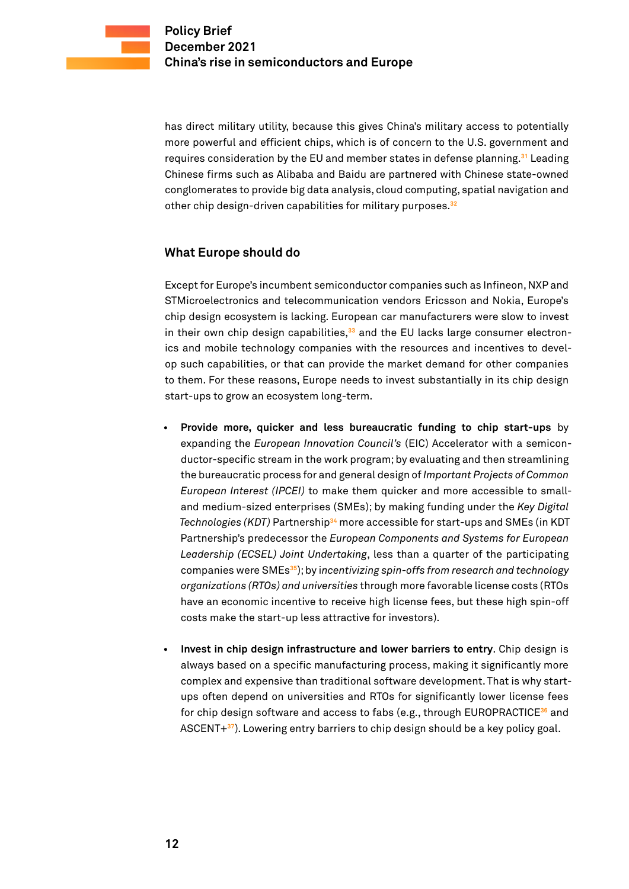has direct military utility, because this gives China's military access to potentially more powerful and efficient chips, which is of concern to the U.S. government and requires consideration by the EU and member states in defense planning.[31] Leading Chinese firms such as Alibaba and Baidu are partnered with Chinese state-owned conglomerates to provide big data analysis, cloud computing, spatial navigation and other chip design-driven capabilities for military purposes.[32]

## What Europe should do

Except for Europe's incumbent semiconductor companies such as Infineon, NXP and STMicroelectronics and telecommunication vendors Ericsson and Nokia, Europe's chip design ecosystem is lacking. European car manufacturers were slow to invest in their own chip design capabilities,[33] and the EU lacks large consumer electronics and mobile technology companies with the resources and incentives to develop such capabilities, or that can provide the market demand for other companies to them. For these reasons, Europe needs to invest substantially in its chip design start-ups to grow an ecosystem long-term.

- **Provide more, quicker and less bureaucratic funding to chip start-ups** by expanding the *European Innovation Council's* (EIC) Accelerator with a semiconductor-specific stream in the work program; by evaluating and then streamlining the bureaucratic process for and general design of *Important Projects of Common European Interest (IPCEI)* to make them quicker and more accessible to small- and medium-sized enterprises (SMEs); by making funding under the *Key Digital Technologies (KDT)* Partnership[34] more accessible for start-ups and SMEs (in KDT Partnership's predecessor the *European Components and Systems for European Leadership (ECSEL) Joint Undertaking*, less than a quarter of the participating companies were SMEs[35]); by *incentivizing spin-offs from research and technology organizations (RTOs) and universities* through more favorable license costs (RTOs have an economic incentive to receive high license fees, but these high spin-off costs make the start-up less attractive for investors).

- **Invest in chip design infrastructure and lower barriers to entry**. Chip design is always based on a specific manufacturing process, making it significantly more complex and expensive than traditional software development. That is why start-ups often depend on universities and RTOs for significantly lower license fees for chip design software and access to fabs (e.g., through EUROPRACTICE[36] and ASCENT+[37]). Lowering entry barriers to chip design should be a key policy goal.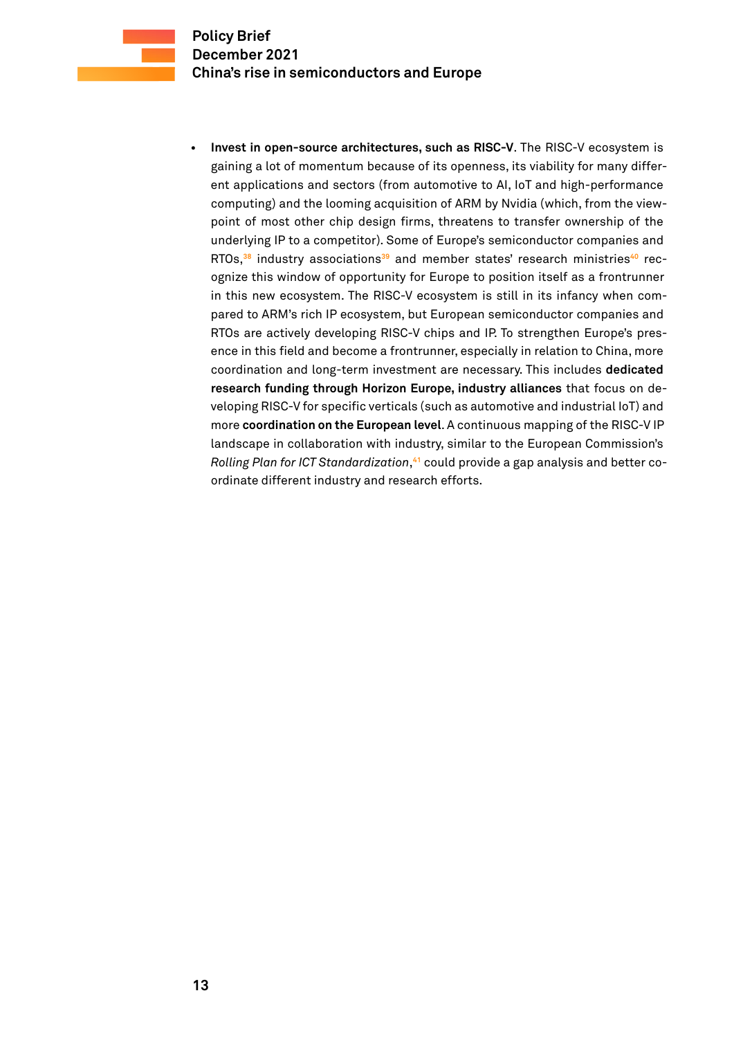- **Invest in open-source architectures, such as RISC-V**. The RISC-V ecosystem is gaining a lot of momentum because of its openness, its viability for many different applications and sectors (from automotive to AI, IoT and high-performance computing) and the looming acquisition of ARM by Nvidia (which, from the viewpoint of most other chip design firms, threatens to transfer ownership of the underlying IP to a competitor). Some of Europe's semiconductor companies and RTOs,[38] industry associations[39] and member states' research ministries[40] recognize this window of opportunity for Europe to position itself as a frontrunner in this new ecosystem. The RISC-V ecosystem is still in its infancy when compared to ARM's rich IP ecosystem, but European semiconductor companies and RTOs are actively developing RISC-V chips and IP. To strengthen Europe's presence in this field and become a frontrunner, especially in relation to China, more coordination and long-term investment are necessary. This includes **dedicated research funding through Horizon Europe, industry alliances** that focus on developing RISC-V for specific verticals (such as automotive and industrial IoT) and more **coordination on the European level**. A continuous mapping of the RISC-V IP landscape in collaboration with industry, similar to the European Commission's *Rolling Plan for ICT Standardization*,[41] could provide a gap analysis and better coordinate different industry and research efforts.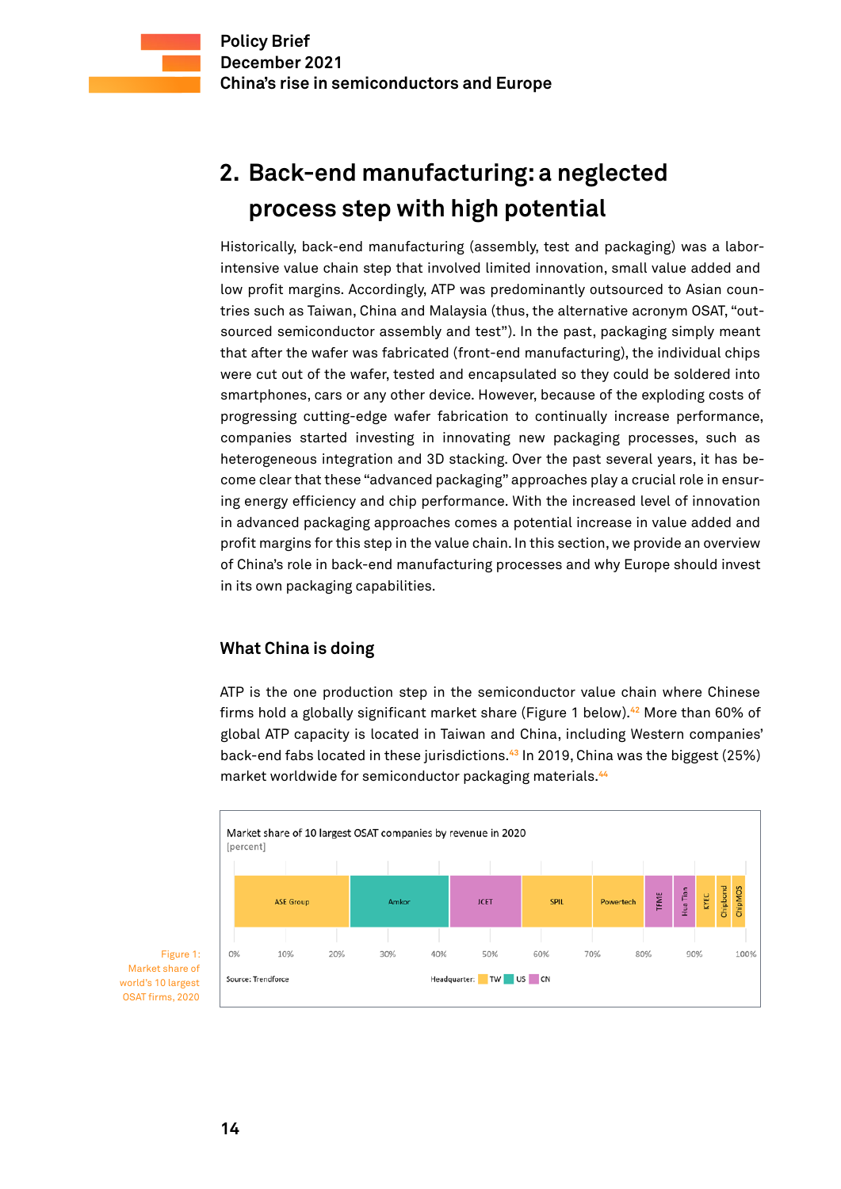## 2. Back-end manufacturing: a neglected process step with high potential

Historically, back-end manufacturing (assembly, test and packaging) was a labor-intensive value chain step that involved limited innovation, small value added and low profit margins. Accordingly, ATP was predominantly outsourced to Asian countries such as Taiwan, China and Malaysia (thus, the alternative acronym OSAT, "outsourced semiconductor assembly and test"). In the past, packaging simply meant that after the wafer was fabricated (front-end manufacturing), the individual chips were cut out of the wafer, tested and encapsulated so they could be soldered into smartphones, cars or any other device. However, because of the exploding costs of progressing cutting-edge wafer fabrication to continually increase performance, companies started investing in innovating new packaging processes, such as heterogeneous integration and 3D stacking. Over the past several years, it has become clear that these "advanced packaging" approaches play a crucial role in ensuring energy efficiency and chip performance. With the increased level of innovation in advanced packaging approaches comes a potential increase in value added and profit margins for this step in the value chain. In this section, we provide an overview of China's role in back-end manufacturing processes and why Europe should invest in its own packaging capabilities.

### What China is doing

ATP is the one production step in the semiconductor value chain where Chinese firms hold a globally significant market share (Figure 1 below).[42] More than 60% of global ATP capacity is located in Taiwan and China, including Western companies' back-end fabs located in these jurisdictions.[43] In 2019, China was the biggest (25%) market worldwide for semiconductor packaging materials.[44]

Market share of 10 largest OSAT companies by revenue in 2020
[percent]

ASE Group | Amkor | JCET | SPIL | Powertech | TFME | Hua Tian | KYEC | Chipbond | ChipMOS

0% 10% 20% 30% 40% 50% 60% 70% 80% 90% 100%

Source: Trendforce

Headquarter: TW US CN

Figure 1: Market share of world's 10 largest OSAT firms, 2020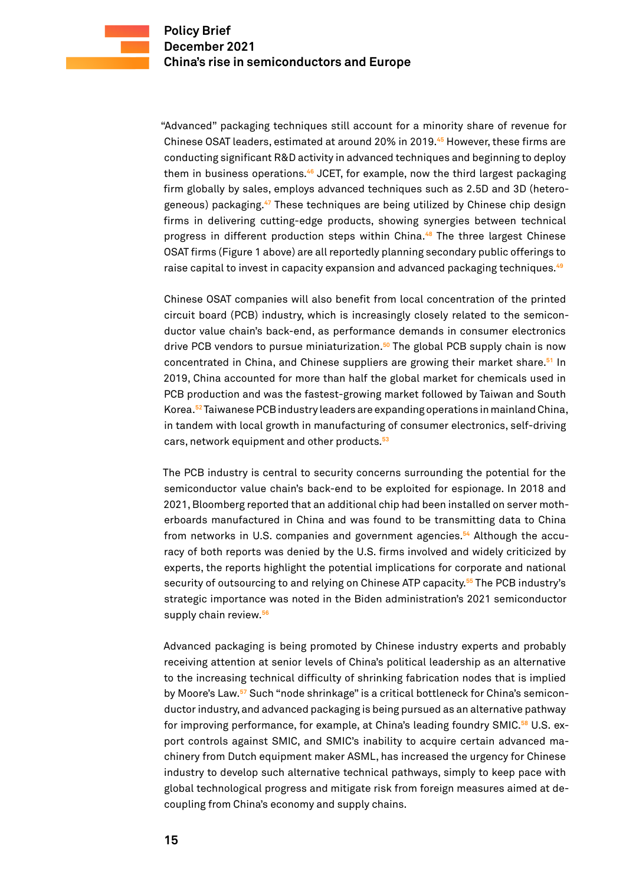"Advanced" packaging techniques still account for a minority share of revenue for Chinese OSAT leaders, estimated at around 20% in 2019.[45] However, these firms are conducting significant R&D activity in advanced techniques and beginning to deploy them in business operations.[46] JCET, for example, now the third largest packaging firm globally by sales, employs advanced techniques such as 2.5D and 3D (heterogeneous) packaging.[47] These techniques are being utilized by Chinese chip design firms in delivering cutting-edge products, showing synergies between technical progress in different production steps within China.[48] The three largest Chinese OSAT firms (Figure 1 above) are all reportedly planning secondary public offerings to raise capital to invest in capacity expansion and advanced packaging techniques.[49]

Chinese OSAT companies will also benefit from local concentration of the printed circuit board (PCB) industry, which is increasingly closely related to the semiconductor value chain's back-end, as performance demands in consumer electronics drive PCB vendors to pursue miniaturization.[50] The global PCB supply chain is now concentrated in China, and Chinese suppliers are growing their market share.[51] In 2019, China accounted for more than half the global market for chemicals used in PCB production and was the fastest-growing market followed by Taiwan and South Korea.[52] Taiwanese PCB industry leaders are expanding operations in mainland China, in tandem with local growth in manufacturing of consumer electronics, self-driving cars, network equipment and other products.[53]

The PCB industry is central to security concerns surrounding the potential for the semiconductor value chain's back-end to be exploited for espionage. In 2018 and 2021, Bloomberg reported that an additional chip had been installed on server motherboards manufactured in China and was found to be transmitting data to China from networks in U.S. companies and government agencies.[54] Although the accuracy of both reports was denied by the U.S. firms involved and widely criticized by experts, the reports highlight the potential implications for corporate and national security of outsourcing to and relying on Chinese ATP capacity.[55] The PCB industry's strategic importance was noted in the Biden administration's 2021 semiconductor supply chain review.[56]

Advanced packaging is being promoted by Chinese industry experts and probably receiving attention at senior levels of China's political leadership as an alternative to the increasing technical difficulty of shrinking fabrication nodes that is implied by Moore's Law.[57] Such "node shrinkage" is a critical bottleneck for China's semiconductor industry, and advanced packaging is being pursued as an alternative pathway for improving performance, for example, at China's leading foundry SMIC.[58] U.S. export controls against SMIC, and SMIC's inability to acquire certain advanced machinery from Dutch equipment maker ASML, has increased the urgency for Chinese industry to develop such alternative technical pathways, simply to keep pace with global technological progress and mitigate risk from foreign measures aimed at decoupling from China's economy and supply chains.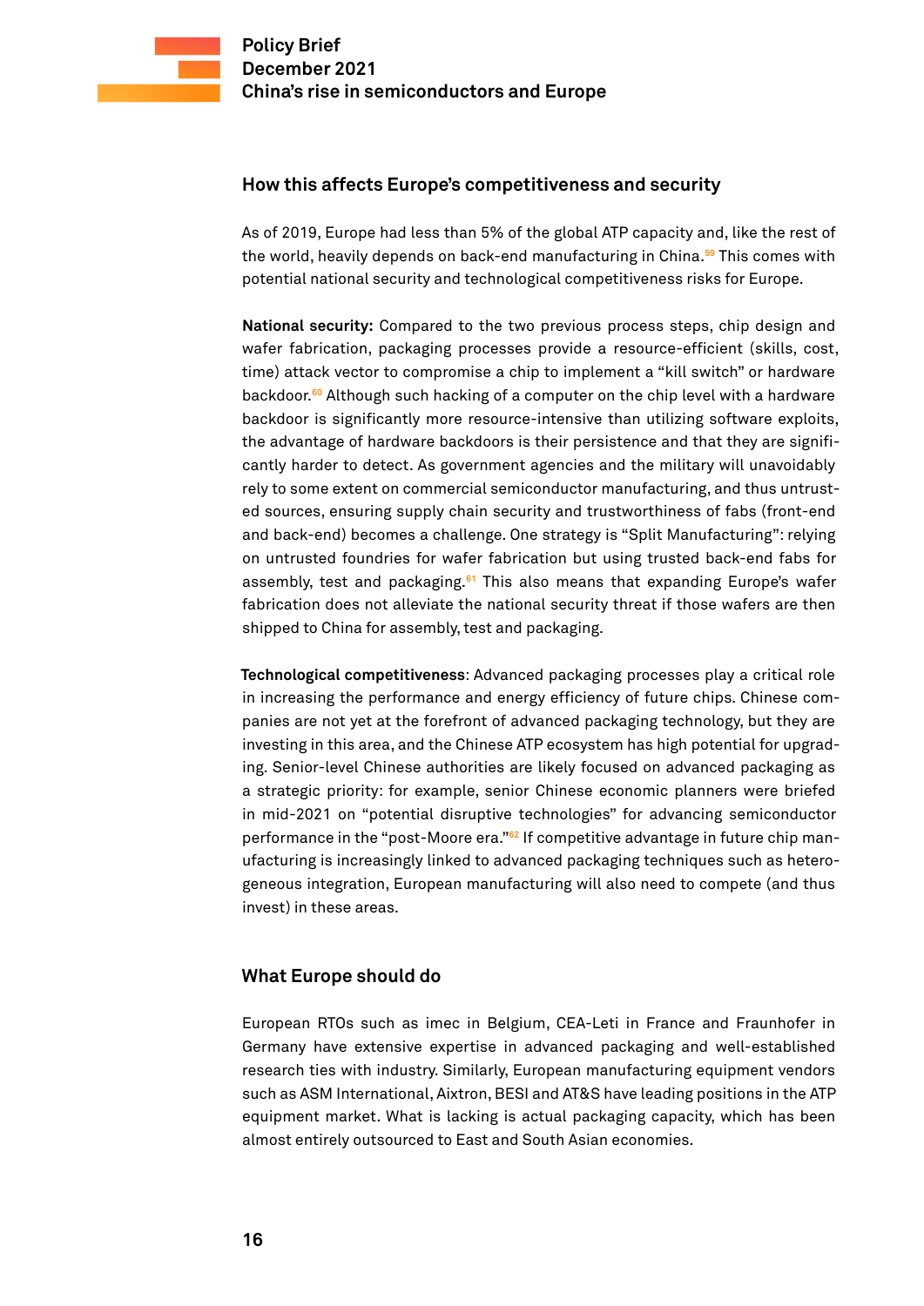## How this affects Europe's competitiveness and security

As of 2019, Europe had less than 5% of the global ATP capacity and, like the rest of the world, heavily depends on back-end manufacturing in China.[59] This comes with potential national security and technological competitiveness risks for Europe.

**National security:** Compared to the two previous process steps, chip design and wafer fabrication, packaging processes provide a resource-efficient (skills, cost, time) attack vector to compromise a chip to implement a "kill switch" or hardware backdoor.[60] Although such hacking of a computer on the chip level with a hardware backdoor is significantly more resource-intensive than utilizing software exploits, the advantage of hardware backdoors is their persistence and that they are significantly harder to detect. As government agencies and the military will unavoidably rely to some extent on commercial semiconductor manufacturing, and thus untrusted sources, ensuring supply chain security and trustworthiness of fabs (front-end and back-end) becomes a challenge. One strategy is "Split Manufacturing": relying on untrusted foundries for wafer fabrication but using trusted back-end fabs for assembly, test and packaging.[61] This also means that expanding Europe's wafer fabrication does not alleviate the national security threat if those wafers are then shipped to China for assembly, test and packaging.

**Technological competitiveness**: Advanced packaging processes play a critical role in increasing the performance and energy efficiency of future chips. Chinese companies are not yet at the forefront of advanced packaging technology, but they are investing in this area, and the Chinese ATP ecosystem has high potential for upgrading. Senior-level Chinese authorities are likely focused on advanced packaging as a strategic priority: for example, senior Chinese economic planners were briefed in mid-2021 on "potential disruptive technologies" for advancing semiconductor performance in the "post-Moore era."[62] If competitive advantage in future chip manufacturing is increasingly linked to advanced packaging techniques such as heterogeneous integration, European manufacturing will also need to compete (and thus invest) in these areas.

## What Europe should do

European RTOs such as imec in Belgium, CEA-Leti in France and Fraunhofer in Germany have extensive expertise in advanced packaging and well-established research ties with industry. Similarly, European manufacturing equipment vendors such as ASM International, Aixtron, BESI and AT&S have leading positions in the ATP equipment market. What is lacking is actual packaging capacity, which has been almost entirely outsourced to East and South Asian economies.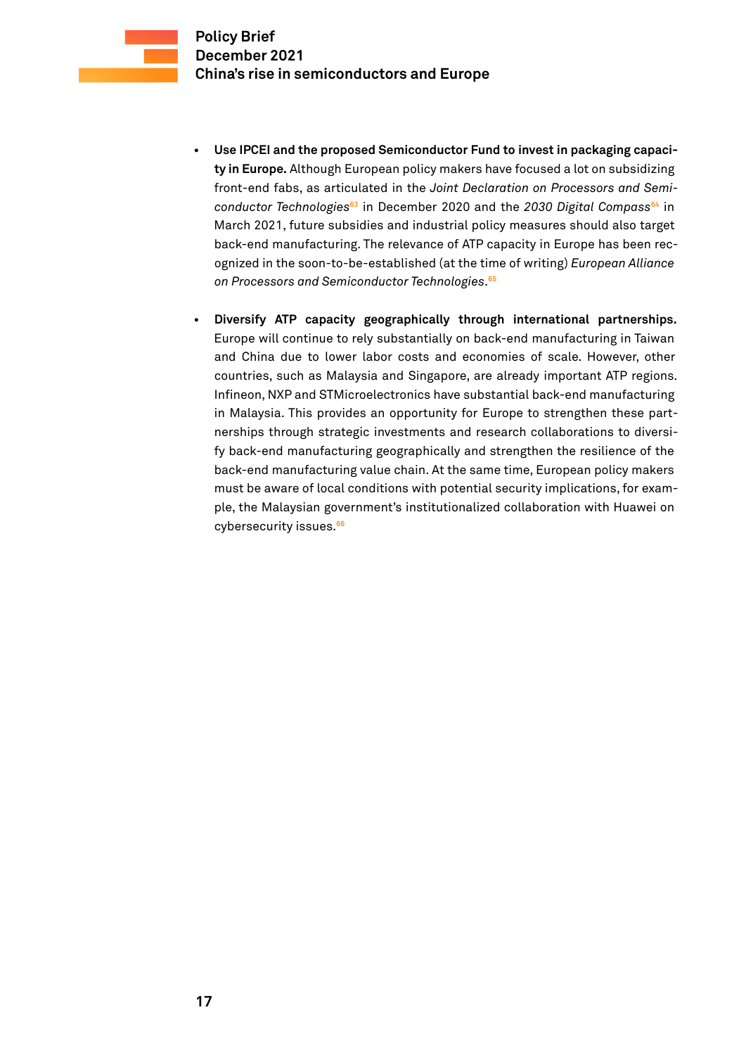- **Use IPCEI and the proposed Semiconductor Fund to invest in packaging capacity in Europe.** Although European policy makers have focused a lot on subsidizing front-end fabs, as articulated in the *Joint Declaration on Processors and Semiconductor Technologies*[63] in December 2020 and the *2030 Digital Compass*[64] in March 2021, future subsidies and industrial policy measures should also target back-end manufacturing. The relevance of ATP capacity in Europe has been recognized in the soon-to-be-established (at the time of writing) *European Alliance on Processors and Semiconductor Technologies*.[65]

- **Diversify ATP capacity geographically through international partnerships.** Europe will continue to rely substantially on back-end manufacturing in Taiwan and China due to lower labor costs and economies of scale. However, other countries, such as Malaysia and Singapore, are already important ATP regions. Infineon, NXP and STMicroelectronics have substantial back-end manufacturing in Malaysia. This provides an opportunity for Europe to strengthen these partnerships through strategic investments and research collaborations to diversify back-end manufacturing geographically and strengthen the resilience of the back-end manufacturing value chain. At the same time, European policy makers must be aware of local conditions with potential security implications, for example, the Malaysian government's institutionalized collaboration with Huawei on cybersecurity issues.[66]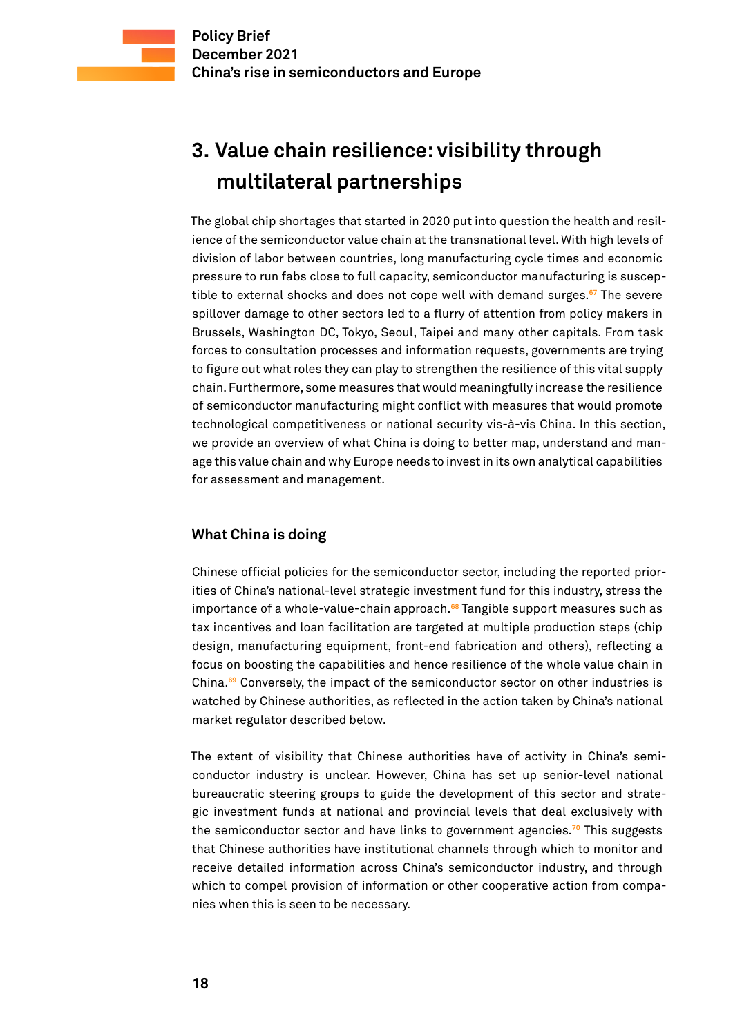## 3. Value chain resilience: visibility through multilateral partnerships

The global chip shortages that started in 2020 put into question the health and resilience of the semiconductor value chain at the transnational level. With high levels of division of labor between countries, long manufacturing cycle times and economic pressure to run fabs close to full capacity, semiconductor manufacturing is susceptible to external shocks and does not cope well with demand surges.[67] The severe spillover damage to other sectors led to a flurry of attention from policy makers in Brussels, Washington DC, Tokyo, Seoul, Taipei and many other capitals. From task forces to consultation processes and information requests, governments are trying to figure out what roles they can play to strengthen the resilience of this vital supply chain. Furthermore, some measures that would meaningfully increase the resilience of semiconductor manufacturing might conflict with measures that would promote technological competitiveness or national security vis-à-vis China. In this section, we provide an overview of what China is doing to better map, understand and manage this value chain and why Europe needs to invest in its own analytical capabilities for assessment and management.

### What China is doing

Chinese official policies for the semiconductor sector, including the reported priorities of China's national-level strategic investment fund for this industry, stress the importance of a whole-value-chain approach.[68] Tangible support measures such as tax incentives and loan facilitation are targeted at multiple production steps (chip design, manufacturing equipment, front-end fabrication and others), reflecting a focus on boosting the capabilities and hence resilience of the whole value chain in China.[69] Conversely, the impact of the semiconductor sector on other industries is watched by Chinese authorities, as reflected in the action taken by China's national market regulator described below.

The extent of visibility that Chinese authorities have of activity in China's semiconductor industry is unclear. However, China has set up senior-level national bureaucratic steering groups to guide the development of this sector and strategic investment funds at national and provincial levels that deal exclusively with the semiconductor sector and have links to government agencies.[70] This suggests that Chinese authorities have institutional channels through which to monitor and receive detailed information across China's semiconductor industry, and through which to compel provision of information or other cooperative action from companies when this is seen to be necessary.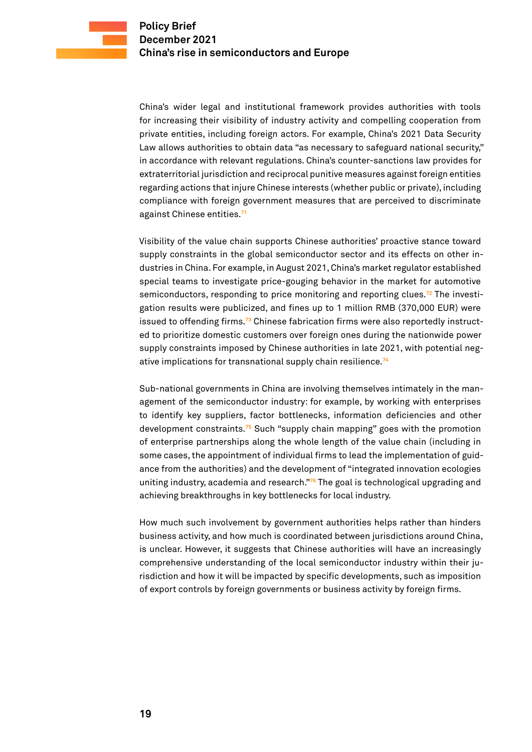China's wider legal and institutional framework provides authorities with tools for increasing their visibility of industry activity and compelling cooperation from private entities, including foreign actors. For example, China's 2021 Data Security Law allows authorities to obtain data "as necessary to safeguard national security," in accordance with relevant regulations. China's counter-sanctions law provides for extraterritorial jurisdiction and reciprocal punitive measures against foreign entities regarding actions that injure Chinese interests (whether public or private), including compliance with foreign government measures that are perceived to discriminate against Chinese entities.[71]

Visibility of the value chain supports Chinese authorities' proactive stance toward supply constraints in the global semiconductor sector and its effects on other industries in China. For example, in August 2021, China's market regulator established special teams to investigate price-gouging behavior in the market for automotive semiconductors, responding to price monitoring and reporting clues.[72] The investigation results were publicized, and fines up to 1 million RMB (370,000 EUR) were issued to offending firms.[73] Chinese fabrication firms were also reportedly instructed to prioritize domestic customers over foreign ones during the nationwide power supply constraints imposed by Chinese authorities in late 2021, with potential negative implications for transnational supply chain resilience.[74]

Sub-national governments in China are involving themselves intimately in the management of the semiconductor industry: for example, by working with enterprises to identify key suppliers, factor bottlenecks, information deficiencies and other development constraints.[75] Such "supply chain mapping" goes with the promotion of enterprise partnerships along the whole length of the value chain (including in some cases, the appointment of individual firms to lead the implementation of guidance from the authorities) and the development of "integrated innovation ecologies uniting industry, academia and research."[76] The goal is technological upgrading and achieving breakthroughs in key bottlenecks for local industry.

How much such involvement by government authorities helps rather than hinders business activity, and how much is coordinated between jurisdictions around China, is unclear. However, it suggests that Chinese authorities will have an increasingly comprehensive understanding of the local semiconductor industry within their jurisdiction and how it will be impacted by specific developments, such as imposition of export controls by foreign governments or business activity by foreign firms.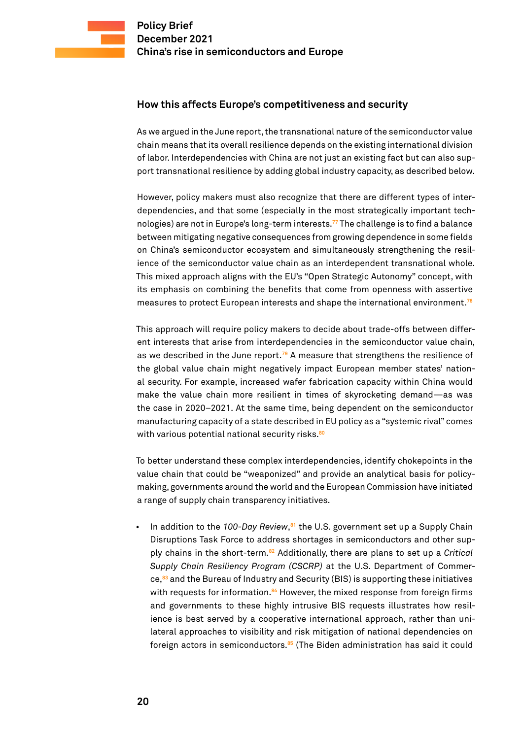## How this affects Europe's competitiveness and security

As we argued in the June report, the transnational nature of the semiconductor value chain means that its overall resilience depends on the existing international division of labor. Interdependencies with China are not just an existing fact but can also support transnational resilience by adding global industry capacity, as described below.

However, policy makers must also recognize that there are different types of interdependencies, and that some (especially in the most strategically important technologies) are not in Europe's long-term interests.[77] The challenge is to find a balance between mitigating negative consequences from growing dependence in some fields on China's semiconductor ecosystem and simultaneously strengthening the resilience of the semiconductor value chain as an interdependent transnational whole. This mixed approach aligns with the EU's "Open Strategic Autonomy" concept, with its emphasis on combining the benefits that come from openness with assertive measures to protect European interests and shape the international environment.[78]

This approach will require policy makers to decide about trade-offs between different interests that arise from interdependencies in the semiconductor value chain, as we described in the June report.[79] A measure that strengthens the resilience of the global value chain might negatively impact European member states' national security. For example, increased wafer fabrication capacity within China would make the value chain more resilient in times of skyrocketing demand—as was the case in 2020–2021. At the same time, being dependent on the semiconductor manufacturing capacity of a state described in EU policy as a "systemic rival" comes with various potential national security risks.[80]

To better understand these complex interdependencies, identify chokepoints in the value chain that could be "weaponized" and provide an analytical basis for policymaking, governments around the world and the European Commission have initiated a range of supply chain transparency initiatives.

- In addition to the *100-Day Review*,[81] the U.S. government set up a Supply Chain Disruptions Task Force to address shortages in semiconductors and other supply chains in the short-term.[82] Additionally, there are plans to set up a *Critical Supply Chain Resiliency Program (CSCRP)* at the U.S. Department of Commerce,[83] and the Bureau of Industry and Security (BIS) is supporting these initiatives with requests for information.[84] However, the mixed response from foreign firms and governments to these highly intrusive BIS requests illustrates how resilience is best served by a cooperative international approach, rather than unilateral approaches to visibility and risk mitigation of national dependencies on foreign actors in semiconductors.[85] (The Biden administration has said it could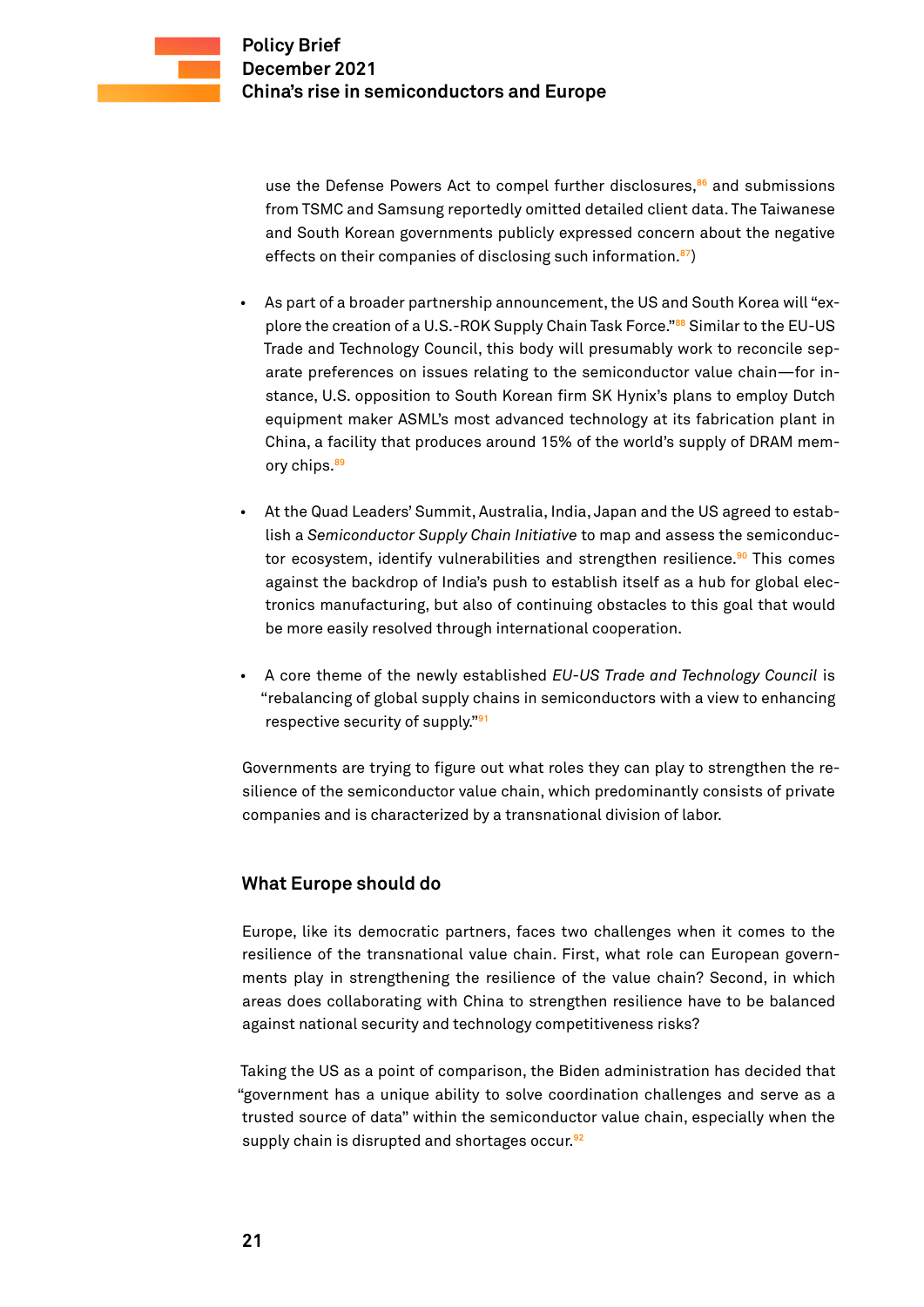use the Defense Powers Act to compel further disclosures,[86] and submissions from TSMC and Samsung reportedly omitted detailed client data. The Taiwanese and South Korean governments publicly expressed concern about the negative effects on their companies of disclosing such information.[87])

- As part of a broader partnership announcement, the US and South Korea will "explore the creation of a U.S.-ROK Supply Chain Task Force."[88] Similar to the EU-US Trade and Technology Council, this body will presumably work to reconcile separate preferences on issues relating to the semiconductor value chain—for instance, U.S. opposition to South Korean firm SK Hynix's plans to employ Dutch equipment maker ASML's most advanced technology at its fabrication plant in China, a facility that produces around 15% of the world's supply of DRAM memory chips.[89]

- At the Quad Leaders' Summit, Australia, India, Japan and the US agreed to establish a *Semiconductor Supply Chain Initiative* to map and assess the semiconductor ecosystem, identify vulnerabilities and strengthen resilience.[90] This comes against the backdrop of India's push to establish itself as a hub for global electronics manufacturing, but also of continuing obstacles to this goal that would be more easily resolved through international cooperation.

- A core theme of the newly established *EU-US Trade and Technology Council* is "rebalancing of global supply chains in semiconductors with a view to enhancing respective security of supply."[91]

Governments are trying to figure out what roles they can play to strengthen the resilience of the semiconductor value chain, which predominantly consists of private companies and is characterized by a transnational division of labor.

## What Europe should do

Europe, like its democratic partners, faces two challenges when it comes to the resilience of the transnational value chain. First, what role can European governments play in strengthening the resilience of the value chain? Second, in which areas does collaborating with China to strengthen resilience have to be balanced against national security and technology competitiveness risks?

Taking the US as a point of comparison, the Biden administration has decided that "government has a unique ability to solve coordination challenges and serve as a trusted source of data" within the semiconductor value chain, especially when the supply chain is disrupted and shortages occur.[92]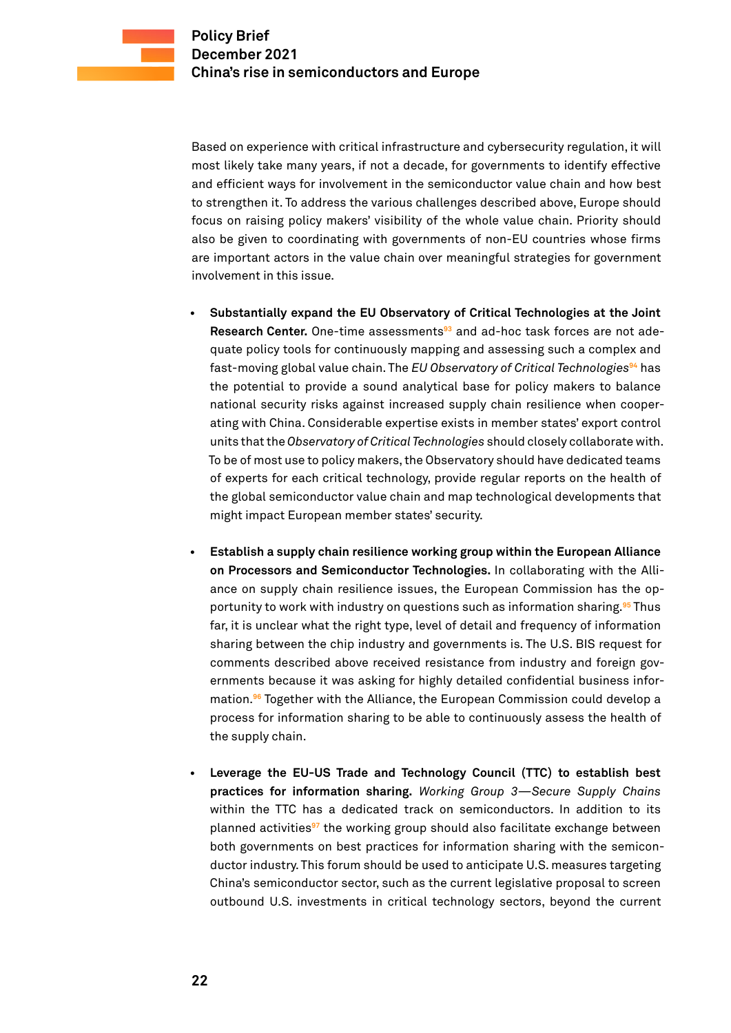Based on experience with critical infrastructure and cybersecurity regulation, it will most likely take many years, if not a decade, for governments to identify effective and efficient ways for involvement in the semiconductor value chain and how best to strengthen it. To address the various challenges described above, Europe should focus on raising policy makers' visibility of the whole value chain. Priority should also be given to coordinating with governments of non-EU countries whose firms are important actors in the value chain over meaningful strategies for government involvement in this issue.

- **Substantially expand the EU Observatory of Critical Technologies at the Joint Research Center.** One-time assessments[93] and ad-hoc task forces are not adequate policy tools for continuously mapping and assessing such a complex and fast-moving global value chain. The *EU Observatory of Critical Technologies*[94] has the potential to provide a sound analytical base for policy makers to balance national security risks against increased supply chain resilience when cooperating with China. Considerable expertise exists in member states' export control units that the *Observatory of Critical Technologies* should closely collaborate with. To be of most use to policy makers, the Observatory should have dedicated teams of experts for each critical technology, provide regular reports on the health of the global semiconductor value chain and map technological developments that might impact European member states' security.

- **Establish a supply chain resilience working group within the European Alliance on Processors and Semiconductor Technologies.** In collaborating with the Alliance on supply chain resilience issues, the European Commission has the opportunity to work with industry on questions such as information sharing.[95] Thus far, it is unclear what the right type, level of detail and frequency of information sharing between the chip industry and governments is. The U.S. BIS request for comments described above received resistance from industry and foreign governments because it was asking for highly detailed confidential business information.[96] Together with the Alliance, the European Commission could develop a process for information sharing to be able to continuously assess the health of the supply chain.

- **Leverage the EU-US Trade and Technology Council (TTC) to establish best practices for information sharing.** *Working Group 3—Secure Supply Chains* within the TTC has a dedicated track on semiconductors. In addition to its planned activities[97] the working group should also facilitate exchange between both governments on best practices for information sharing with the semiconductor industry. This forum should be used to anticipate U.S. measures targeting China's semiconductor sector, such as the current legislative proposal to screen outbound U.S. investments in critical technology sectors, beyond the current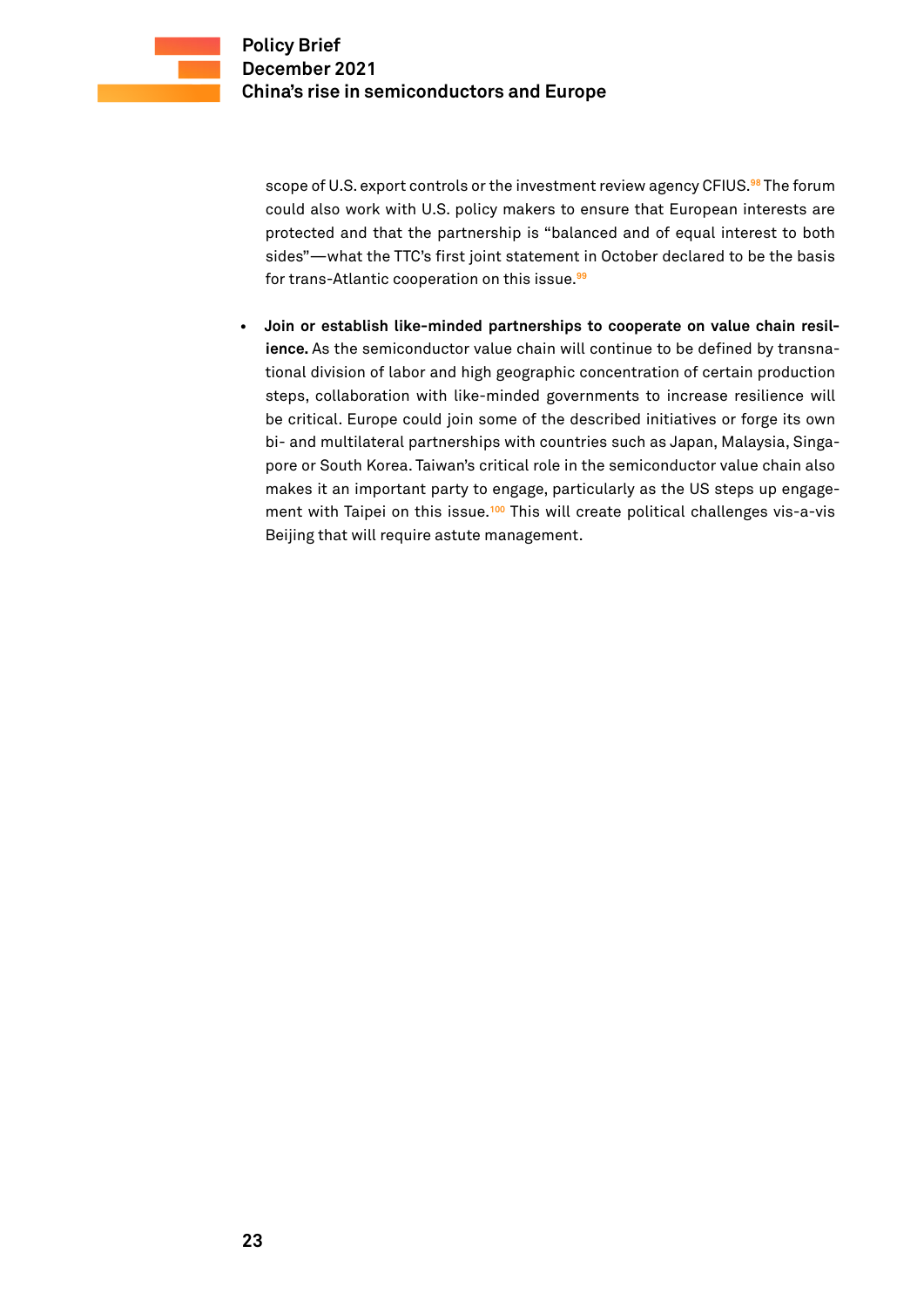scope of U.S. export controls or the investment review agency CFIUS.[98] The forum could also work with U.S. policy makers to ensure that European interests are protected and that the partnership is "balanced and of equal interest to both sides"—what the TTC's first joint statement in October declared to be the basis for trans-Atlantic cooperation on this issue.[99]

- **Join or establish like-minded partnerships to cooperate on value chain resilience.** As the semiconductor value chain will continue to be defined by transnational division of labor and high geographic concentration of certain production steps, collaboration with like-minded governments to increase resilience will be critical. Europe could join some of the described initiatives or forge its own bi- and multilateral partnerships with countries such as Japan, Malaysia, Singapore or South Korea. Taiwan's critical role in the semiconductor value chain also makes it an important party to engage, particularly as the US steps up engagement with Taipei on this issue.[100] This will create political challenges vis-a-vis Beijing that will require astute management.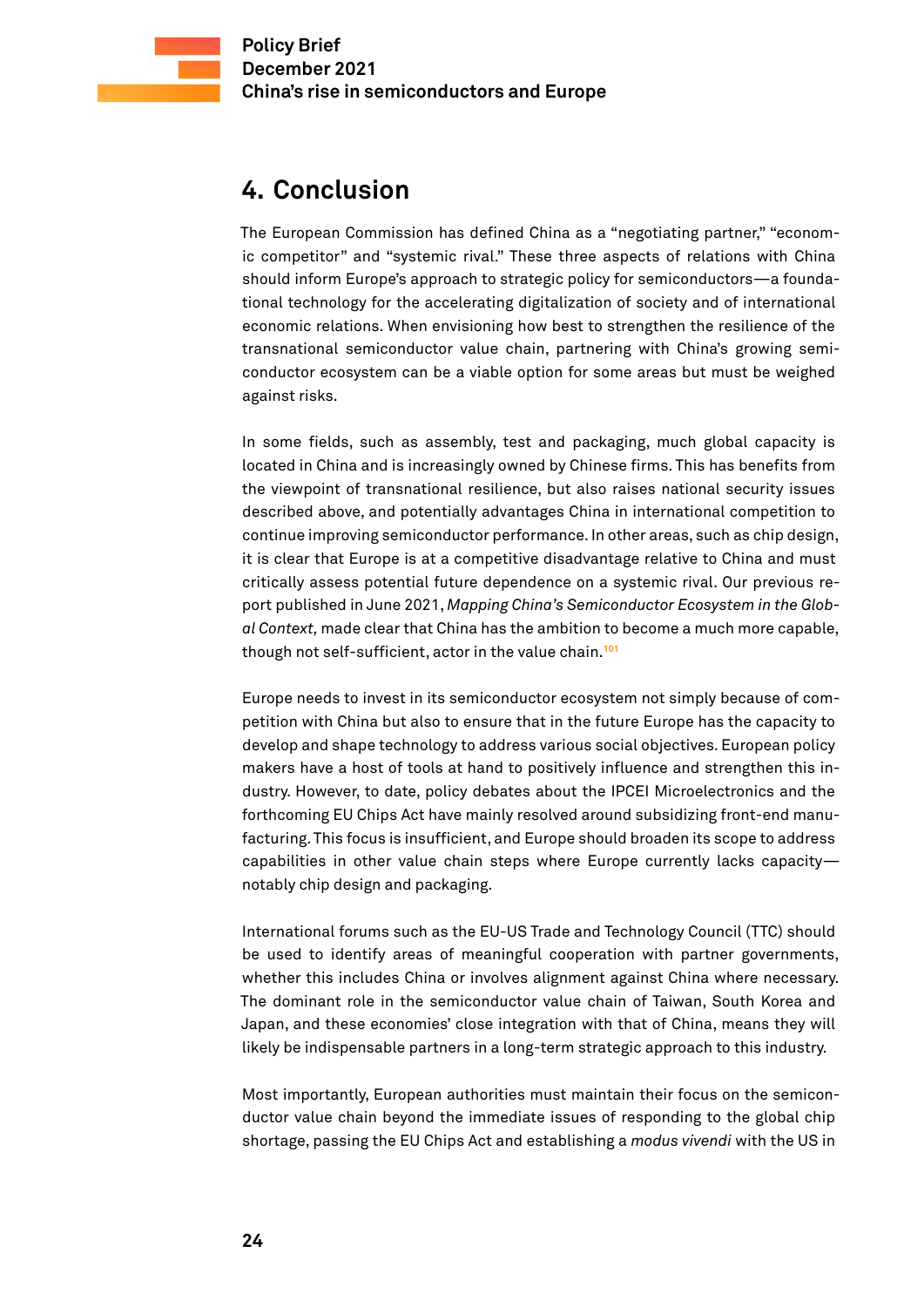## 4. Conclusion

The European Commission has defined China as a "negotiating partner," "economic competitor" and "systemic rival." These three aspects of relations with China should inform Europe's approach to strategic policy for semiconductors—a foundational technology for the accelerating digitalization of society and of international economic relations. When envisioning how best to strengthen the resilience of the transnational semiconductor value chain, partnering with China's growing semiconductor ecosystem can be a viable option for some areas but must be weighed against risks.

In some fields, such as assembly, test and packaging, much global capacity is located in China and is increasingly owned by Chinese firms. This has benefits from the viewpoint of transnational resilience, but also raises national security issues described above, and potentially advantages China in international competition to continue improving semiconductor performance. In other areas, such as chip design, it is clear that Europe is at a competitive disadvantage relative to China and must critically assess potential future dependence on a systemic rival. Our previous report published in June 2021, *Mapping China's Semiconductor Ecosystem in the Global Context,* made clear that China has the ambition to become a much more capable, though not self-sufficient, actor in the value chain.[101]

Europe needs to invest in its semiconductor ecosystem not simply because of competition with China but also to ensure that in the future Europe has the capacity to develop and shape technology to address various social objectives. European policy makers have a host of tools at hand to positively influence and strengthen this industry. However, to date, policy debates about the IPCEI Microelectronics and the forthcoming EU Chips Act have mainly resolved around subsidizing front-end manufacturing. This focus is insufficient, and Europe should broaden its scope to address capabilities in other value chain steps where Europe currently lacks capacity—notably chip design and packaging.

International forums such as the EU-US Trade and Technology Council (TTC) should be used to identify areas of meaningful cooperation with partner governments, whether this includes China or involves alignment against China where necessary. The dominant role in the semiconductor value chain of Taiwan, South Korea and Japan, and these economies' close integration with that of China, means they will likely be indispensable partners in a long-term strategic approach to this industry.

Most importantly, European authorities must maintain their focus on the semiconductor value chain beyond the immediate issues of responding to the global chip shortage, passing the EU Chips Act and establishing a *modus vivendi* with the US in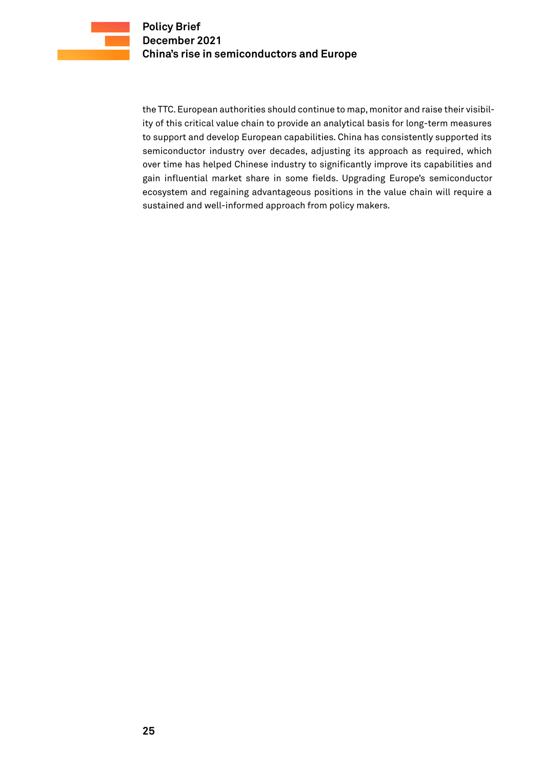the TTC. European authorities should continue to map, monitor and raise their visibility of this critical value chain to provide an analytical basis for long-term measures to support and develop European capabilities. China has consistently supported its semiconductor industry over decades, adjusting its approach as required, which over time has helped Chinese industry to significantly improve its capabilities and gain influential market share in some fields. Upgrading Europe's semiconductor ecosystem and regaining advantageous positions in the value chain will require a sustained and well-informed approach from policy makers.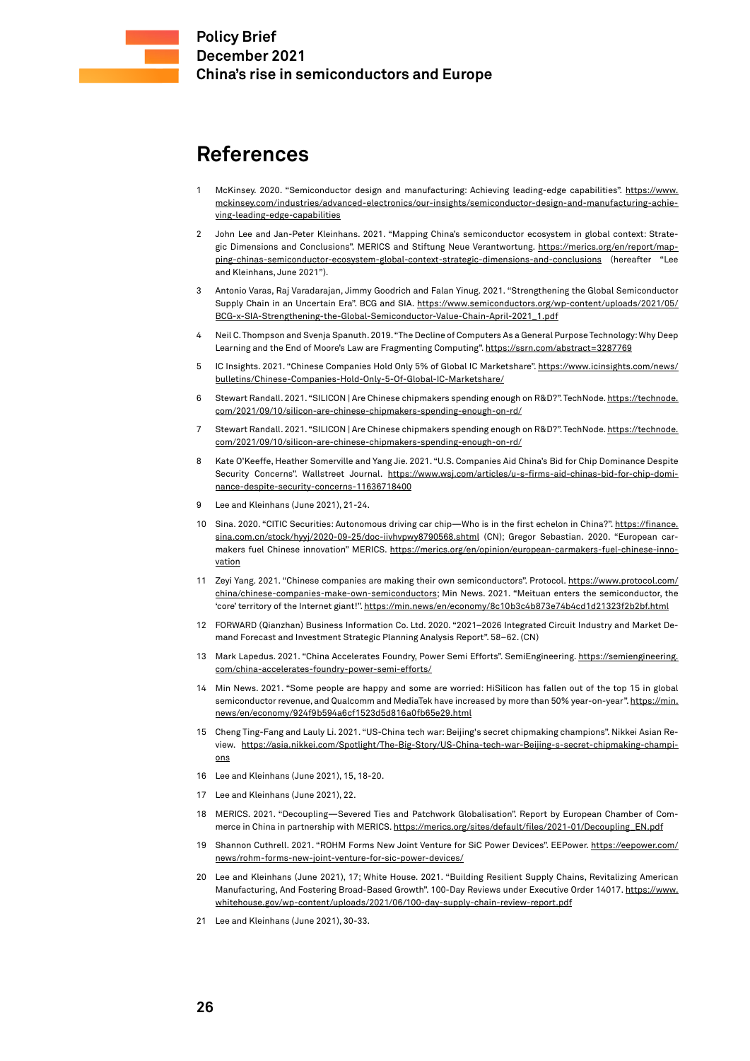# References

1. McKinsey. 2020. "Semiconductor design and manufacturing: Achieving leading-edge capabilities". https://www.mckinsey.com/industries/advanced-electronics/our-insights/semiconductor-design-and-manufacturing-achieving-leading-edge-capabilities

2. John Lee and Jan-Peter Kleinhans. 2021. "Mapping China's semiconductor ecosystem in global context: Strategic Dimensions and Conclusions". MERICS and Stiftung Neue Verantwortung. https://merics.org/en/report/mapping-chinas-semiconductor-ecosystem-global-context-strategic-dimensions-and-conclusions (hereafter "Lee and Kleinhans, June 2021").

3. Antonio Varas, Raj Varadarajan, Jimmy Goodrich and Falan Yinug. 2021. "Strengthening the Global Semiconductor Supply Chain in an Uncertain Era". BCG and SIA. https://www.semiconductors.org/wp-content/uploads/2021/05/BCG-x-SIA-Strengthening-the-Global-Semiconductor-Value-Chain-April-2021_1.pdf

4. Neil C. Thompson and Svenja Spanuth. 2019. "The Decline of Computers As a General Purpose Technology: Why Deep Learning and the End of Moore's Law are Fragmenting Computing". https://ssrn.com/abstract=3287769

5. IC Insights. 2021. "Chinese Companies Hold Only 5% of Global IC Marketshare". https://www.icinsights.com/news/bulletins/Chinese-Companies-Hold-Only-5-Of-Global-IC-Marketshare/

6. Stewart Randall. 2021. "SILICON | Are Chinese chipmakers spending enough on R&D?". TechNode. https://technode.com/2021/09/10/silicon-are-chinese-chipmakers-spending-enough-on-rd/

7. Stewart Randall. 2021. "SILICON | Are Chinese chipmakers spending enough on R&D?". TechNode. https://technode.com/2021/09/10/silicon-are-chinese-chipmakers-spending-enough-on-rd/

8. Kate O'Keeffe, Heather Somerville and Yang Jie. 2021. "U.S. Companies Aid China's Bid for Chip Dominance Despite Security Concerns". Wallstreet Journal. https://www.wsj.com/articles/u-s-firms-aid-chinas-bid-for-chip-dominance-despite-security-concerns-11636718400

9. Lee and Kleinhans (June 2021), 21-24.

10. Sina. 2020. "CITIC Securities: Autonomous driving car chip—Who is in the first echelon in China?". https://finance.sina.com.cn/stock/hyyj/2020-09-25/doc-iivhvpwy8790568.shtml (CN); Gregor Sebastian. 2020. "European carmakers fuel Chinese innovation" MERICS. https://merics.org/en/opinion/european-carmakers-fuel-chinese-innovation

11. Zeyi Yang. 2021. "Chinese companies are making their own semiconductors". Protocol. https://www.protocol.com/china/chinese-companies-make-own-semiconductors; Min News. 2021. "Meituan enters the semiconductor, the 'core' territory of the Internet giant!". https://min.news/en/economy/8c10b3c4b873e74b4cd1d21323f2b2bf.html

12. FORWARD (Qianzhan) Business Information Co. Ltd. 2020. "2021–2026 Integrated Circuit Industry and Market Demand Forecast and Investment Strategic Planning Analysis Report". 58–62. (CN)

13. Mark Lapedus. 2021. "China Accelerates Foundry, Power Semi Efforts". SemiEngineering. https://semiengineering.com/china-accelerates-foundry-power-semi-efforts/

14. Min News. 2021. "Some people are happy and some are worried: HiSilicon has fallen out of the top 15 in global semiconductor revenue, and Qualcomm and MediaTek have increased by more than 50% year-on-year". https://min.news/en/economy/924f9b594a6cf1523d5d816a0fb65e29.html

15. Cheng Ting-Fang and Lauly Li. 2021. "US-China tech war: Beijing's secret chipmaking champions". Nikkei Asian Review. https://asia.nikkei.com/Spotlight/The-Big-Story/US-China-tech-war-Beijing-s-secret-chipmaking-champions

16. Lee and Kleinhans (June 2021), 15, 18-20.

17. Lee and Kleinhans (June 2021), 22.

18. MERICS. 2021. "Decoupling—Severed Ties and Patchwork Globalisation". Report by European Chamber of Commerce in China in partnership with MERICS. https://merics.org/sites/default/files/2021-01/Decoupling_EN.pdf

19. Shannon Cuthrell. 2021. "ROHM Forms New Joint Venture for SiC Power Devices". EEPower. https://eepower.com/news/rohm-forms-new-joint-venture-for-sic-power-devices/

20. Lee and Kleinhans (June 2021), 17; White House. 2021. "Building Resilient Supply Chains, Revitalizing American Manufacturing, And Fostering Broad-Based Growth". 100-Day Reviews under Executive Order 14017. https://www.whitehouse.gov/wp-content/uploads/2021/06/100-day-supply-chain-review-report.pdf

21. Lee and Kleinhans (June 2021), 30-33.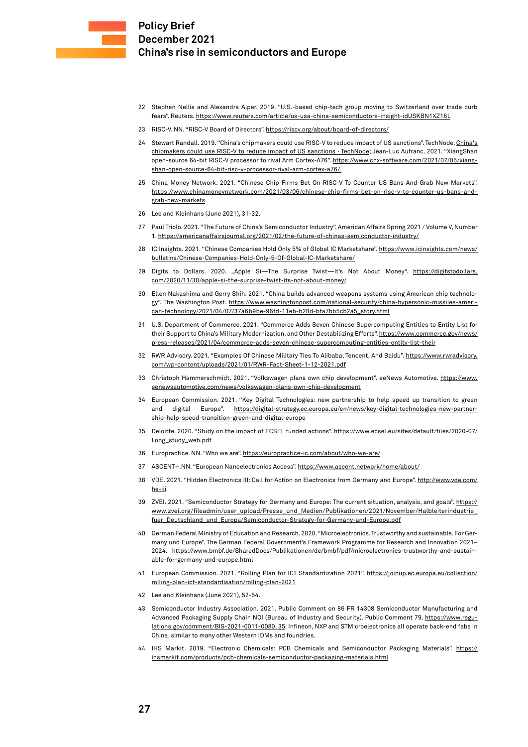22 Stephen Nellis and Alexandra Alper. 2019. "U.S.-based chip-tech group moving to Switzerland over trade curb fears". Reuters. https://www.reuters.com/article/us-usa-china-semiconductors-insight-idUSKBN1XZ16L

23 RISC-V. NN. "RISC-V Board of Directors". https://riscv.org/about/board-of-directors/

24 Stewart Randall. 2019. "China's chipmakers could use RISC-V to reduce impact of US sanctions". TechNode. China's chipmakers could use RISC-V to reduce impact of US sanctions · TechNode; Jean-Luc Aufranc. 2021. "XiangShan open-source 64-bit RISC-V processor to rival Arm Cortex-A76". https://www.cnx-software.com/2021/07/05/xiang-shan-open-source-64-bit-risc-v-processor-rival-arm-cortex-a76/

25 China Money Network. 2021. "Chinese Chip Firms Bet On RISC-V To Counter US Bans And Grab New Markets". https://www.chinamoneynetwork.com/2021/03/06/chinese-chip-firms-bet-on-risc-v-to-counter-us-bans-and-grab-new-markets

26 Lee and Kleinhans (June 2021), 31-32.

27 Paul Triolo. 2021. "The Future of China's Semiconductor Industry". American Affairs Spring 2021 / Volume V, Number 1. https://americanaffairsjournal.org/2021/02/the-future-of-chinas-semiconductor-industry/

28 IC Insights. 2021. "Chinese Companies Hold Only 5% of Global IC Marketshare". https://www.icinsights.com/news/bulletins/Chinese-Companies-Hold-Only-5-Of-Global-IC-Marketshare/

29 Digits to Dollars. 2020. „Apple Si—The Surprise Twist—It's Not About Money". https://digitstodollars.com/2020/11/30/apple-si-the-surprise-twist-its-not-about-money/

30 Ellen Nakashima and Gerry Shih. 2021. "China builds advanced weapons systems using American chip technology". The Washington Post. https://www.washingtonpost.com/national-security/china-hypersonic-missiles-american-technology/2021/04/07/37a6b9be-96fd-11eb-b28d-bfa7bb5cb2a5_story.html

31 U.S. Department of Commerce. 2021. "Commerce Adds Seven Chinese Supercomputing Entities to Entity List for their Support to China's Military Modernization, and Other Destabilizing Efforts". https://www.commerce.gov/news/press-releases/2021/04/commerce-adds-seven-chinese-supercomputing-entities-entity-list-their

32 RWR Advisory. 2021. "Examples Of Chinese Military Ties To Alibaba, Tencent, And Baidu". https://www.rwradvisory.com/wp-content/uploads/2021/01/RWR-Fact-Sheet-1-12-2021.pdf

33 Christoph Hammerschmidt. 2021. "Volkswagen plans own chip development". eeNews Automotive. https://www.eenewsautomotive.com/news/volkswagen-plans-own-chip-development

34 European Commission. 2021. "Key Digital Technologies: new partnership to help speed up transition to green and digital Europe". https://digital-strategy.ec.europa.eu/en/news/key-digital-technologies-new-partnership-help-speed-transition-green-and-digital-europe

35 Deloitte. 2020. "Study on the impact of ECSEL funded actions". https://www.ecsel.eu/sites/default/files/2020-07/Long_study_web.pdf

36 Europractice. NN. "Who we are". https://europractice-ic.com/about/who-we-are/

37 ASCENT+.NN. "European Nanoelectronics Access". https://www.ascent.network/home/about/

38 VDE. 2021. "Hidden Electronics III: Call for Action on Electronics from Germany and Europe". http://www.vde.com/he-iii

39 ZVEI. 2021. "Semiconductor Strategy for Germany and Europe: The current situation, analysis, and goals". https://www.zvei.org/fileadmin/user_upload/Presse_und_Medien/Publikationen/2021/November/Halbleiterindustrie_fuer_Deutschland_und_Europa/Semiconductor-Strategy-for-Germany-and-Europe.pdf

40 German Federal Ministry of Education and Research. 2020. "Microelectronics. Trustworthy and sustainable. For Germany und Europe". The German Federal Government's Framework Programme for Research and Innovation 2021–2024. https://www.bmbf.de/SharedDocs/Publikationen/de/bmbf/pdf/microelectronics-trustworthy-and-sustainable-for-germany-und-europe.html

41 European Commission. 2021. "Rolling Plan for ICT Standardization 2021". https://joinup.ec.europa.eu/collection/rolling-plan-ict-standardisation/rolling-plan-2021

42 Lee and Kleinhans (June 2021), 52-54.

43 Semiconductor Industry Association. 2021. Public Comment on 86 FR 14308 Semiconductor Manufacturing and Advanced Packaging Supply Chain NOI (Bureau of Industry and Security). Public Comment 79. https://www.regulations.gov/comment/BIS-2021-0011-0080, 35. Infineon, NXP and STMicroelectronics all operate back-end fabs in China, similar to many other Western IDMs and foundries.

44 IHS Markit. 2019. "Electronic Chemicals: PCB Chemicals and Semiconductor Packaging Materials". https://ihsmarkit.com/products/pcb-chemicals-semiconductor-packaging-materials.html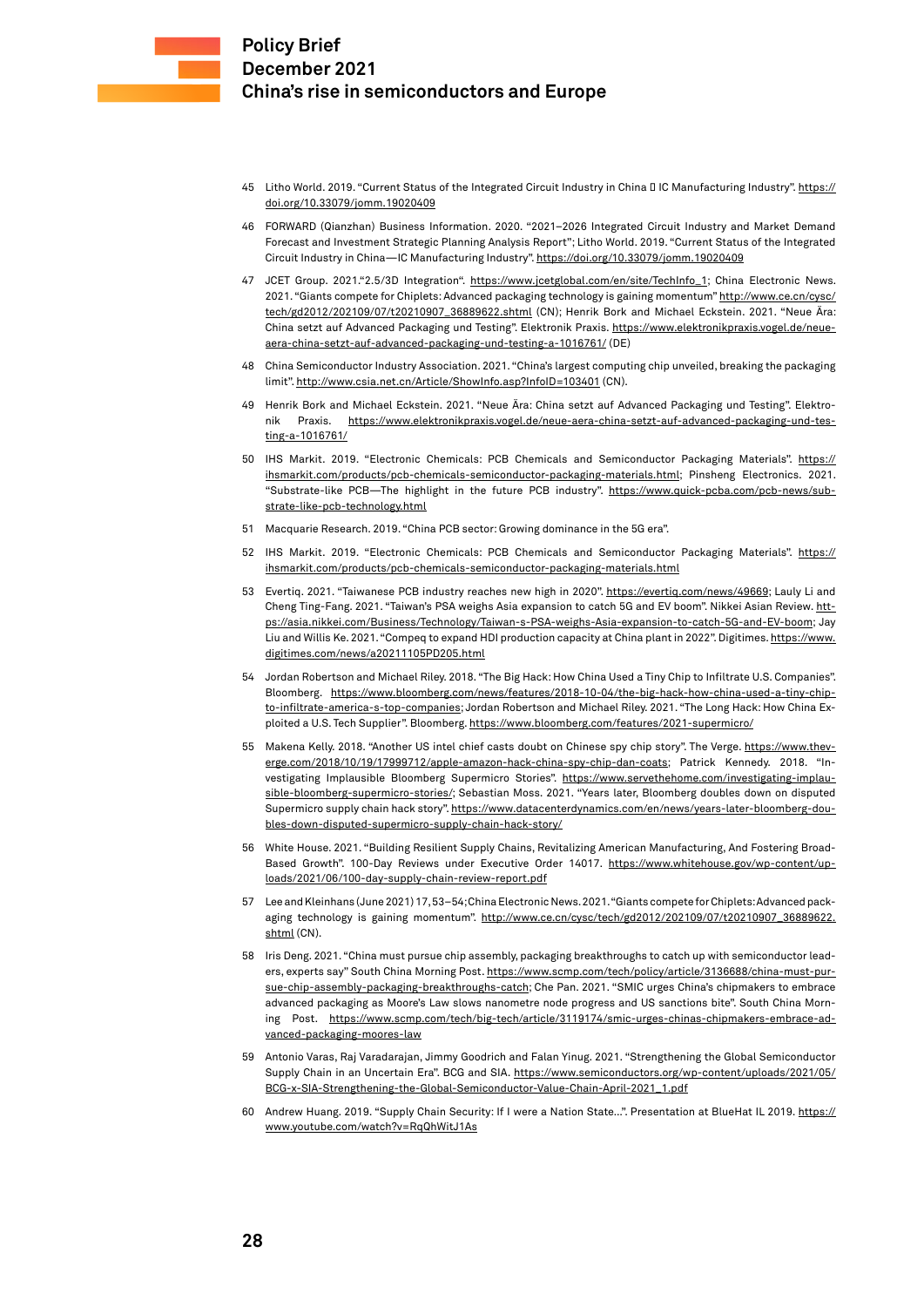45 Litho World. 2019. "Current Status of the Integrated Circuit Industry in China  IC Manufacturing Industry". https://doi.org/10.33079/jomm.19020409

46 FORWARD (Qianzhan) Business Information. 2020. "2021–2026 Integrated Circuit Industry and Market Demand Forecast and Investment Strategic Planning Analysis Report"; Litho World. 2019. "Current Status of the Integrated Circuit Industry in China—IC Manufacturing Industry". https://doi.org/10.33079/jomm.19020409

47 JCET Group. 2021."2.5/3D Integration". https://www.jcetglobal.com/en/site/TechInfo_1; China Electronic News. 2021. "Giants compete for Chiplets: Advanced packaging technology is gaining momentum" http://www.ce.cn/cysc/tech/gd2012/202109/07/t20210907_36889622.shtml (CN); Henrik Bork and Michael Eckstein. 2021. "Neue Ära: China setzt auf Advanced Packaging und Testing". Elektronik Praxis. https://www.elektronikpraxis.vogel.de/neue-aera-china-setzt-auf-advanced-packaging-und-testing-a-1016761/ (DE)

48 China Semiconductor Industry Association. 2021. "China's largest computing chip unveiled, breaking the packaging limit". http://www.csia.net.cn/Article/ShowInfo.asp?InfoID=103401 (CN).

49 Henrik Bork and Michael Eckstein. 2021. "Neue Ära: China setzt auf Advanced Packaging und Testing". Elektronik Praxis. https://www.elektronikpraxis.vogel.de/neue-aera-china-setzt-auf-advanced-packaging-und-testing-a-1016761/

50 IHS Markit. 2019. "Electronic Chemicals: PCB Chemicals and Semiconductor Packaging Materials". https://ihsmarkit.com/products/pcb-chemicals-semiconductor-packaging-materials.html; Pinsheng Electronics. 2021. "Substrate-like PCB—The highlight in the future PCB industry". https://www.quick-pcba.com/pcb-news/substrate-like-pcb-technology.html

51 Macquarie Research. 2019. "China PCB sector: Growing dominance in the 5G era".

52 IHS Markit. 2019. "Electronic Chemicals: PCB Chemicals and Semiconductor Packaging Materials". https://ihsmarkit.com/products/pcb-chemicals-semiconductor-packaging-materials.html

53 Evertiq. 2021. "Taiwanese PCB industry reaches new high in 2020". https://evertiq.com/news/49669; Lauly Li and Cheng Ting-Fang. 2021. "Taiwan's PSA weighs Asia expansion to catch 5G and EV boom". Nikkei Asian Review. https://asia.nikkei.com/Business/Technology/Taiwan-s-PSA-weighs-Asia-expansion-to-catch-5G-and-EV-boom; Jay Liu and Willis Ke. 2021. "Compeq to expand HDI production capacity at China plant in 2022". Digitimes. https://www.digitimes.com/news/a20211105PD205.html

54 Jordan Robertson and Michael Riley. 2018. "The Big Hack: How China Used a Tiny Chip to Infiltrate U.S. Companies". Bloomberg. https://www.bloomberg.com/news/features/2018-10-04/the-big-hack-how-china-used-a-tiny-chip-to-infiltrate-america-s-top-companies; Jordan Robertson and Michael Riley. 2021. "The Long Hack: How China Exploited a U.S. Tech Supplier". Bloomberg. https://www.bloomberg.com/features/2021-supermicro/

55 Makena Kelly. 2018. "Another US intel chief casts doubt on Chinese spy chip story". The Verge. https://www.theverge.com/2018/10/19/17999712/apple-amazon-hack-china-spy-chip-dan-coats; Patrick Kennedy. 2018. "Investigating Implausible Bloomberg Supermicro Stories". https://www.servethehome.com/investigating-implausible-bloomberg-supermicro-stories/; Sebastian Moss. 2021. "Years later, Bloomberg doubles down on disputed Supermicro supply chain hack story". https://www.datacenterdynamics.com/en/news/years-later-bloomberg-doubles-down-disputed-supermicro-supply-chain-hack-story/

56 White House. 2021. "Building Resilient Supply Chains, Revitalizing American Manufacturing, And Fostering Broad-Based Growth". 100-Day Reviews under Executive Order 14017. https://www.whitehouse.gov/wp-content/uploads/2021/06/100-day-supply-chain-review-report.pdf

57 Lee and Kleinhans (June 2021) 17, 53–54; China Electronic News. 2021. "Giants compete for Chiplets: Advanced packaging technology is gaining momentum". http://www.ce.cn/cysc/tech/gd2012/202109/07/t20210907_36889622.shtml (CN).

58 Iris Deng. 2021. "China must pursue chip assembly, packaging breakthroughs to catch up with semiconductor leaders, experts say" South China Morning Post. https://www.scmp.com/tech/policy/article/3136688/china-must-pursue-chip-assembly-packaging-breakthroughs-catch; Che Pan. 2021. "SMIC urges China's chipmakers to embrace advanced packaging as Moore's Law slows nanometre node progress and US sanctions bite". South China Morning Post. https://www.scmp.com/tech/big-tech/article/3119174/smic-urges-chinas-chipmakers-embrace-advanced-packaging-moores-law

59 Antonio Varas, Raj Varadarajan, Jimmy Goodrich and Falan Yinug. 2021. "Strengthening the Global Semiconductor Supply Chain in an Uncertain Era". BCG and SIA. https://www.semiconductors.org/wp-content/uploads/2021/05/BCG-x-SIA-Strengthening-the-Global-Semiconductor-Value-Chain-April-2021_1.pdf

60 Andrew Huang. 2019. "Supply Chain Security: If I were a Nation State...". Presentation at BlueHat IL 2019. https://www.youtube.com/watch?v=RqQhWitJ1As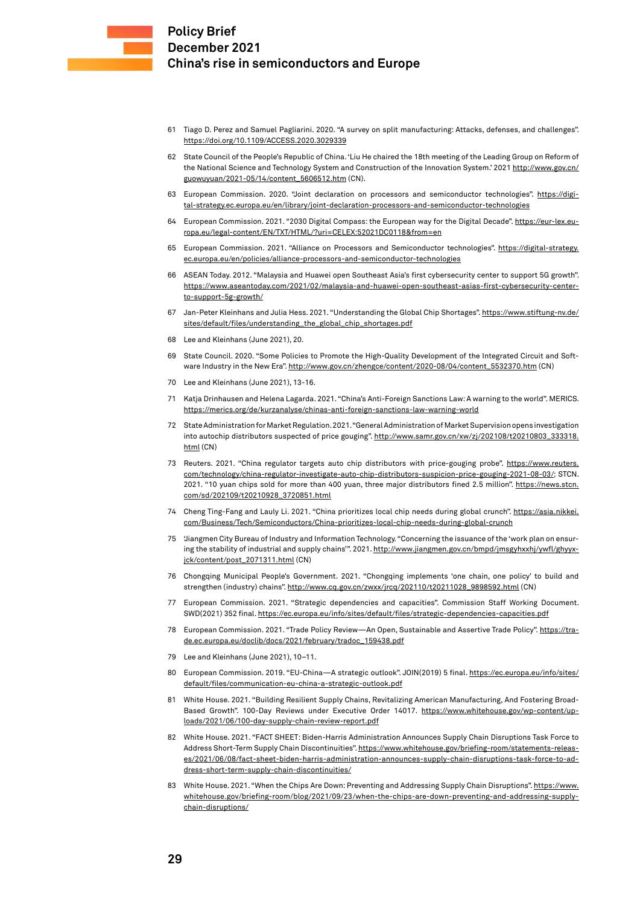61 Tiago D. Perez and Samuel Pagliarini. 2020. "A survey on split manufacturing: Attacks, defenses, and challenges". https://doi.org/10.1109/ACCESS.2020.3029339

62 State Council of the People's Republic of China. 'Liu He chaired the 18th meeting of the Leading Group on Reform of the National Science and Technology System and Construction of the Innovation System.' 2021 http://www.gov.cn/guowuyuan/2021-05/14/content_5606512.htm (CN).

63 European Commission. 2020. "Joint declaration on processors and semiconductor technologies". https://digital-strategy.ec.europa.eu/en/library/joint-declaration-processors-and-semiconductor-technologies

64 European Commission. 2021. "2030 Digital Compass: the European way for the Digital Decade". https://eur-lex.europa.eu/legal-content/EN/TXT/HTML/?uri=CELEX:52021DC0118&from=en

65 European Commission. 2021. "Alliance on Processors and Semiconductor technologies". https://digital-strategy.ec.europa.eu/en/policies/alliance-processors-and-semiconductor-technologies

66 ASEAN Today. 2012. "Malaysia and Huawei open Southeast Asia's first cybersecurity center to support 5G growth". https://www.aseantoday.com/2021/02/malaysia-and-huawei-open-southeast-asias-first-cybersecurity-center-to-support-5g-growth/

67 Jan-Peter Kleinhans and Julia Hess. 2021. "Understanding the Global Chip Shortages". https://www.stiftung-nv.de/sites/default/files/understanding_the_global_chip_shortages.pdf

68 Lee and Kleinhans (June 2021), 20.

69 State Council. 2020. "Some Policies to Promote the High-Quality Development of the Integrated Circuit and Software Industry in the New Era". http://www.gov.cn/zhengce/content/2020-08/04/content_5532370.htm (CN)

70 Lee and Kleinhans (June 2021), 13-16.

71 Katja Drinhausen and Helena Lagarda. 2021. "China's Anti-Foreign Sanctions Law: A warning to the world". MERICS. https://merics.org/de/kurzanalyse/chinas-anti-foreign-sanctions-law-warning-world

72 State Administration for Market Regulation. 2021. "General Administration of Market Supervision opens investigation into autochip distributors suspected of price gouging". http://www.samr.gov.cn/xw/zj/202108/t20210803_333318.html (CN)

73 Reuters. 2021. "China regulator targets auto chip distributors with price-gouging probe". https://www.reuters.com/technology/china-regulator-investigate-auto-chip-distributors-suspicion-price-gouging-2021-08-03/; STCN. 2021. "10 yuan chips sold for more than 400 yuan, three major distributors fined 2.5 million". https://news.stcn.com/sd/202109/t20210928_3720851.html

74 Cheng Ting-Fang and Lauly Li. 2021. "China prioritizes local chip needs during global crunch". https://asia.nikkei.com/Business/Tech/Semiconductors/China-prioritizes-local-chip-needs-during-global-crunch

75 'Jiangmen City Bureau of Industry and Information Technology. "Concerning the issuance of the 'work plan on ensuring the stability of industrial and supply chains'". 2021. http://www.jiangmen.gov.cn/bmpd/jmsgyhxxhj/ywfl/ghyyxjck/content/post_2071311.html (CN)

76 Chongqing Municipal People's Government. 2021. "Chongqing implements 'one chain, one policy' to build and strengthen (industry) chains". http://www.cq.gov.cn/zwxx/jrcq/202110/t20211028_9898592.html (CN)

77 European Commission. 2021. "Strategic dependencies and capacities". Commission Staff Working Document. SWD(2021) 352 final. https://ec.europa.eu/info/sites/default/files/strategic-dependencies-capacities.pdf

78 European Commission. 2021. "Trade Policy Review—An Open, Sustainable and Assertive Trade Policy". https://trade.ec.europa.eu/doclib/docs/2021/february/tradoc_159438.pdf

79 Lee and Kleinhans (June 2021), 10–11.

80 European Commission. 2019. "EU-China—A strategic outlook". JOIN(2019) 5 final. https://ec.europa.eu/info/sites/default/files/communication-eu-china-a-strategic-outlook.pdf

81 White House. 2021. "Building Resilient Supply Chains, Revitalizing American Manufacturing, And Fostering Broad-Based Growth". 100-Day Reviews under Executive Order 14017. https://www.whitehouse.gov/wp-content/uploads/2021/06/100-day-supply-chain-review-report.pdf

82 White House. 2021. "FACT SHEET: Biden-Harris Administration Announces Supply Chain Disruptions Task Force to Address Short-Term Supply Chain Discontinuities". https://www.whitehouse.gov/briefing-room/statements-releases/2021/06/08/fact-sheet-biden-harris-administration-announces-supply-chain-disruptions-task-force-to-address-short-term-supply-chain-discontinuities/

83 White House. 2021. "When the Chips Are Down: Preventing and Addressing Supply Chain Disruptions". https://www.whitehouse.gov/briefing-room/blog/2021/09/23/when-the-chips-are-down-preventing-and-addressing-supply-chain-disruptions/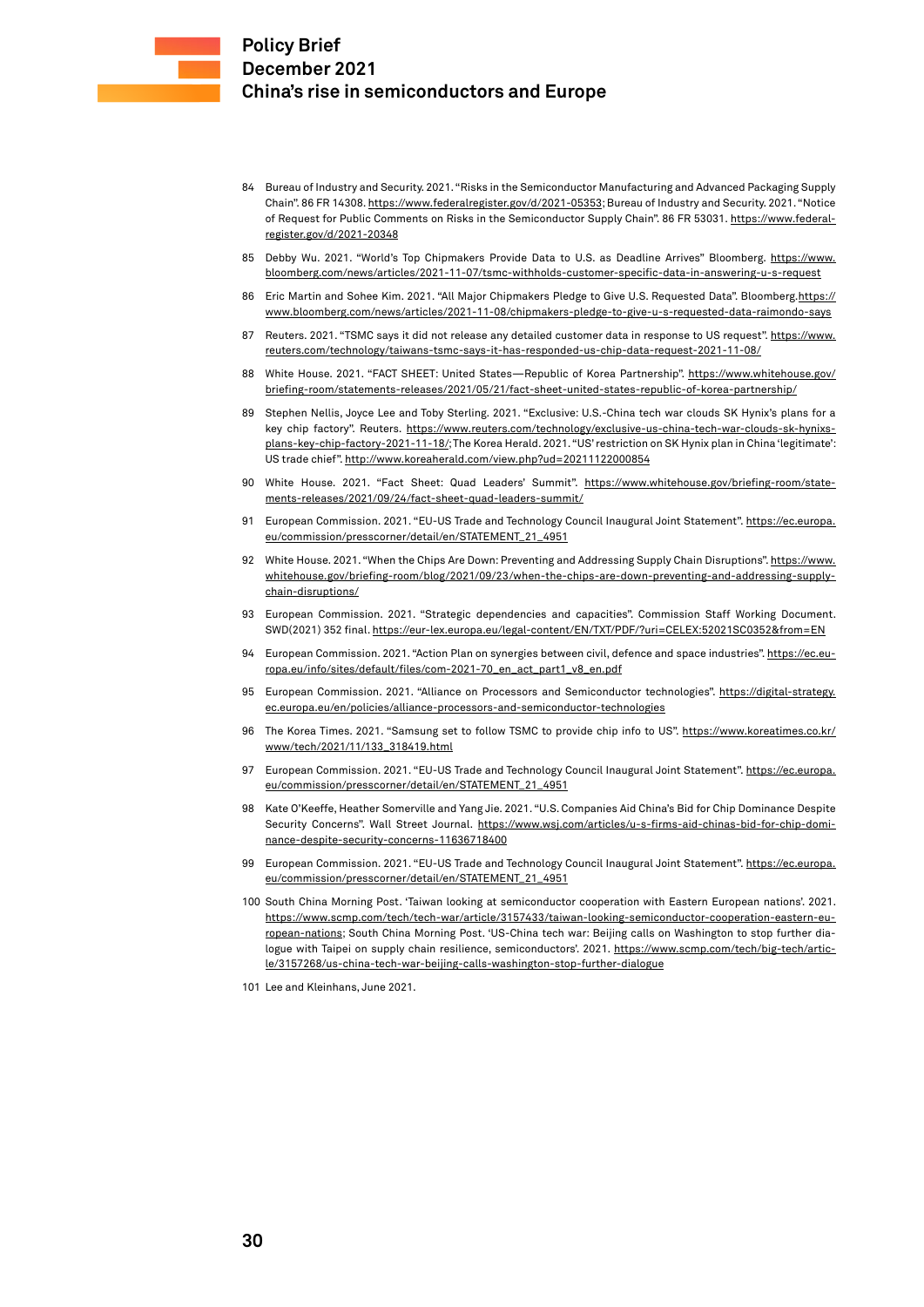84 Bureau of Industry and Security. 2021. "Risks in the Semiconductor Manufacturing and Advanced Packaging Supply Chain". 86 FR 14308. https://www.federalregister.gov/d/2021-05353; Bureau of Industry and Security. 2021. "Notice of Request for Public Comments on Risks in the Semiconductor Supply Chain". 86 FR 53031. https://www.federalregister.gov/d/2021-20348

85 Debby Wu. 2021. "World's Top Chipmakers Provide Data to U.S. as Deadline Arrives" Bloomberg. https://www.bloomberg.com/news/articles/2021-11-07/tsmc-withholds-customer-specific-data-in-answering-u-s-request

86 Eric Martin and Sohee Kim. 2021. "All Major Chipmakers Pledge to Give U.S. Requested Data". Bloomberg.https://www.bloomberg.com/news/articles/2021-11-08/chipmakers-pledge-to-give-u-s-requested-data-raimondo-says

87 Reuters. 2021. "TSMC says it did not release any detailed customer data in response to US request". https://www.reuters.com/technology/taiwans-tsmc-says-it-has-responded-us-chip-data-request-2021-11-08/

88 White House. 2021. "FACT SHEET: United States—Republic of Korea Partnership". https://www.whitehouse.gov/briefing-room/statements-releases/2021/05/21/fact-sheet-united-states-republic-of-korea-partnership/

89 Stephen Nellis, Joyce Lee and Toby Sterling. 2021. "Exclusive: U.S.-China tech war clouds SK Hynix's plans for a key chip factory". Reuters. https://www.reuters.com/technology/exclusive-us-china-tech-war-clouds-sk-hynixs-plans-key-chip-factory-2021-11-18/; The Korea Herald. 2021. "US' restriction on SK Hynix plan in China 'legitimate': US trade chief". http://www.koreaherald.com/view.php?ud=20211122000854

90 White House. 2021. "Fact Sheet: Quad Leaders' Summit". https://www.whitehouse.gov/briefing-room/statements-releases/2021/09/24/fact-sheet-quad-leaders-summit/

91 European Commission. 2021. "EU-US Trade and Technology Council Inaugural Joint Statement". https://ec.europa.eu/commission/presscorner/detail/en/STATEMENT_21_4951

92 White House. 2021. "When the Chips Are Down: Preventing and Addressing Supply Chain Disruptions". https://www.whitehouse.gov/briefing-room/blog/2021/09/23/when-the-chips-are-down-preventing-and-addressing-supply-chain-disruptions/

93 European Commission. 2021. "Strategic dependencies and capacities". Commission Staff Working Document. SWD(2021) 352 final. https://eur-lex.europa.eu/legal-content/EN/TXT/PDF/?uri=CELEX:52021SC0352&from=EN

94 European Commission. 2021. "Action Plan on synergies between civil, defence and space industries". https://ec.europa.eu/info/sites/default/files/com-2021-70_en_act_part1_v8_en.pdf

95 European Commission. 2021. "Alliance on Processors and Semiconductor technologies". https://digital-strategy.ec.europa.eu/en/policies/alliance-processors-and-semiconductor-technologies

96 The Korea Times. 2021. "Samsung set to follow TSMC to provide chip info to US". https://www.koreatimes.co.kr/www/tech/2021/11/133_318419.html

97 European Commission. 2021. "EU-US Trade and Technology Council Inaugural Joint Statement". https://ec.europa.eu/commission/presscorner/detail/en/STATEMENT_21_4951

98 Kate O'Keeffe, Heather Somerville and Yang Jie. 2021. "U.S. Companies Aid China's Bid for Chip Dominance Despite Security Concerns". Wall Street Journal. https://www.wsj.com/articles/u-s-firms-aid-chinas-bid-for-chip-dominance-despite-security-concerns-11636718400

99 European Commission. 2021. "EU-US Trade and Technology Council Inaugural Joint Statement". https://ec.europa.eu/commission/presscorner/detail/en/STATEMENT_21_4951

100 South China Morning Post. 'Taiwan looking at semiconductor cooperation with Eastern European nations'. 2021. https://www.scmp.com/tech/tech-war/article/3157433/taiwan-looking-semiconductor-cooperation-eastern-european-nations; South China Morning Post. 'US-China tech war: Beijing calls on Washington to stop further dialogue with Taipei on supply chain resilience, semiconductors'. 2021. https://www.scmp.com/tech/big-tech/article/3157268/us-china-tech-war-beijing-calls-washington-stop-further-dialogue

101 Lee and Kleinhans, June 2021.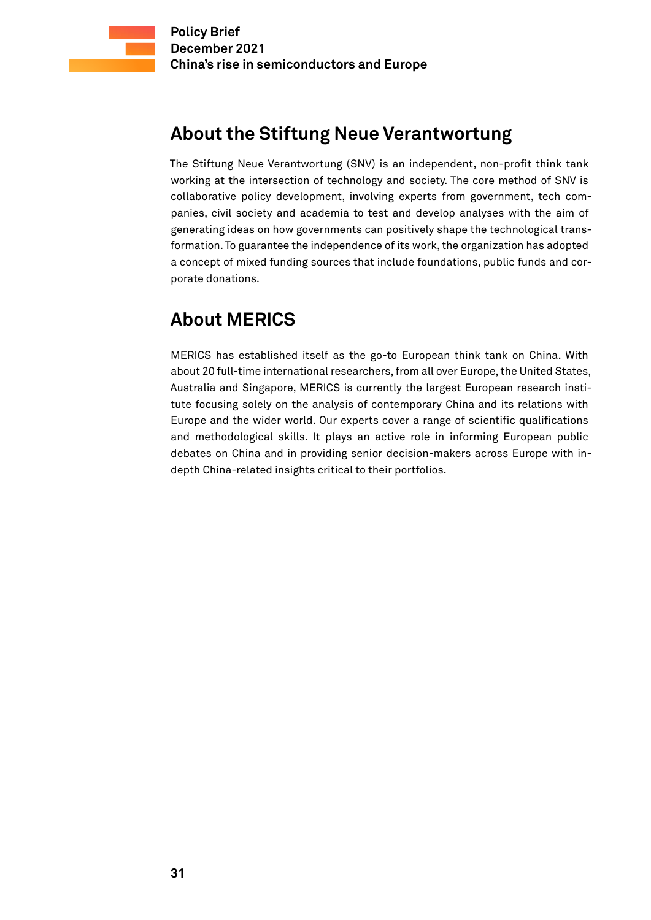## About the Stiftung Neue Verantwortung

The Stiftung Neue Verantwortung (SNV) is an independent, non-profit think tank working at the intersection of technology and society. The core method of SNV is collaborative policy development, involving experts from government, tech companies, civil society and academia to test and develop analyses with the aim of generating ideas on how governments can positively shape the technological transformation. To guarantee the independence of its work, the organization has adopted a concept of mixed funding sources that include foundations, public funds and corporate donations.

## About MERICS

MERICS has established itself as the go-to European think tank on China. With about 20 full-time international researchers, from all over Europe, the United States, Australia and Singapore, MERICS is currently the largest European research institute focusing solely on the analysis of contemporary China and its relations with Europe and the wider world. Our experts cover a range of scientific qualifications and methodological skills. It plays an active role in informing European public debates on China and in providing senior decision-makers across Europe with in-depth China-related insights critical to their portfolios.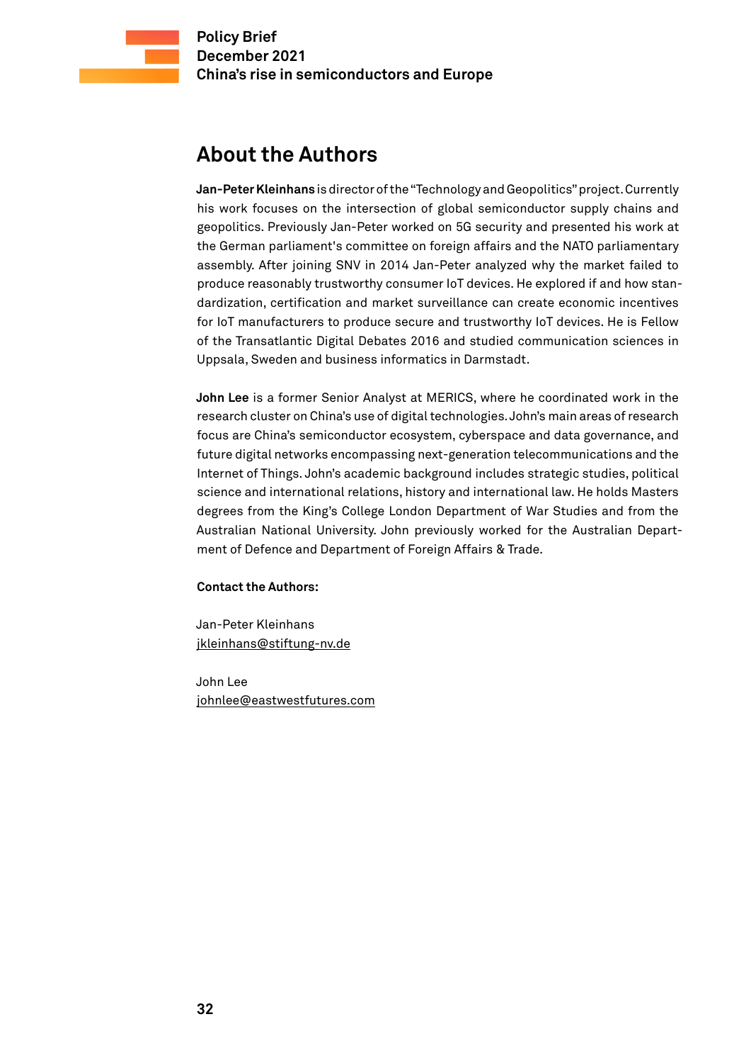## About the Authors

**Jan-Peter Kleinhans** is director of the "Technology and Geopolitics" project. Currently his work focuses on the intersection of global semiconductor supply chains and geopolitics. Previously Jan-Peter worked on 5G security and presented his work at the German parliament's committee on foreign affairs and the NATO parliamentary assembly. After joining SNV in 2014 Jan-Peter analyzed why the market failed to produce reasonably trustworthy consumer IoT devices. He explored if and how standardization, certification and market surveillance can create economic incentives for IoT manufacturers to produce secure and trustworthy IoT devices. He is Fellow of the Transatlantic Digital Debates 2016 and studied communication sciences in Uppsala, Sweden and business informatics in Darmstadt.

**John Lee** is a former Senior Analyst at MERICS, where he coordinated work in the research cluster on China's use of digital technologies. John's main areas of research focus are China's semiconductor ecosystem, cyberspace and data governance, and future digital networks encompassing next-generation telecommunications and the Internet of Things. John's academic background includes strategic studies, political science and international relations, history and international law. He holds Masters degrees from the King's College London Department of War Studies and from the Australian National University. John previously worked for the Australian Department of Defence and Department of Foreign Affairs & Trade.

**Contact the Authors:**

Jan-Peter Kleinhans
jkleinhans@stiftung-nv.de

John Lee
johnlee@eastwestfutures.com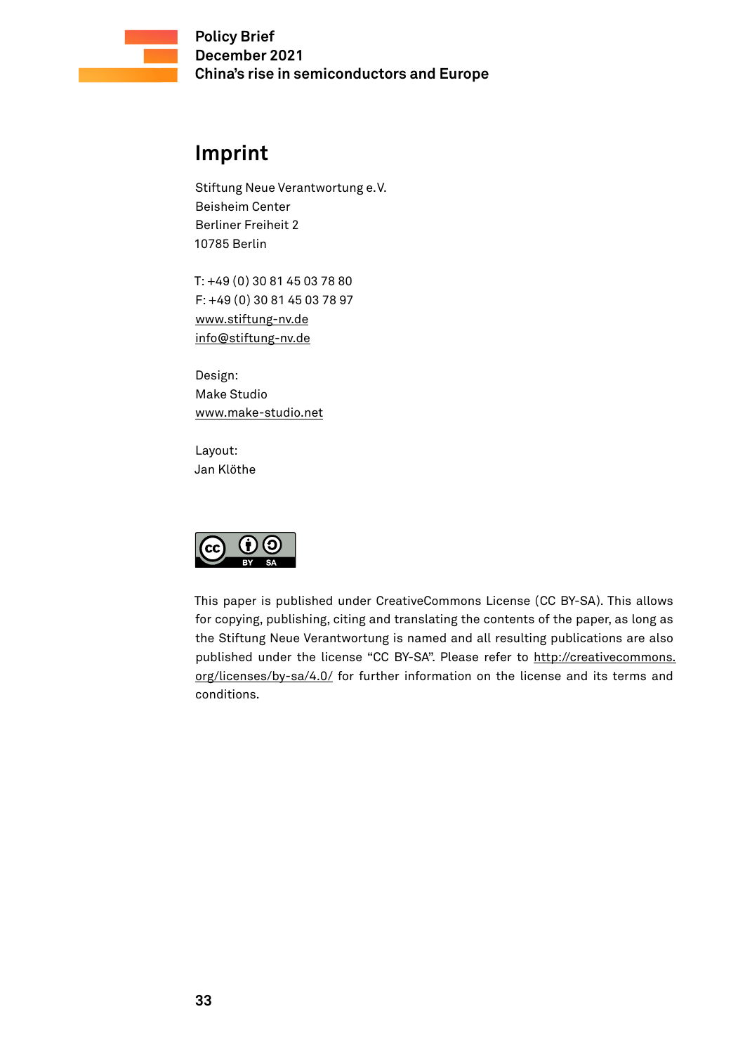# Imprint

Stiftung Neue Verantwortung e.V.
Beisheim Center
Berliner Freiheit 2
10785 Berlin

T: +49 (0) 30 81 45 03 78 80
F: +49 (0) 30 81 45 03 78 97
www.stiftung-nv.de
info@stiftung-nv.de

Design:
Make Studio
www.make-studio.net

Layout:
Jan Klöthe

This paper is published under CreativeCommons License (CC BY-SA). This allows for copying, publishing, citing and translating the contents of the paper, as long as the Stiftung Neue Verantwortung is named and all resulting publications are also published under the license "CC BY-SA". Please refer to http://creativecommons.org/licenses/by-sa/4.0/ for further information on the license and its terms and conditions.